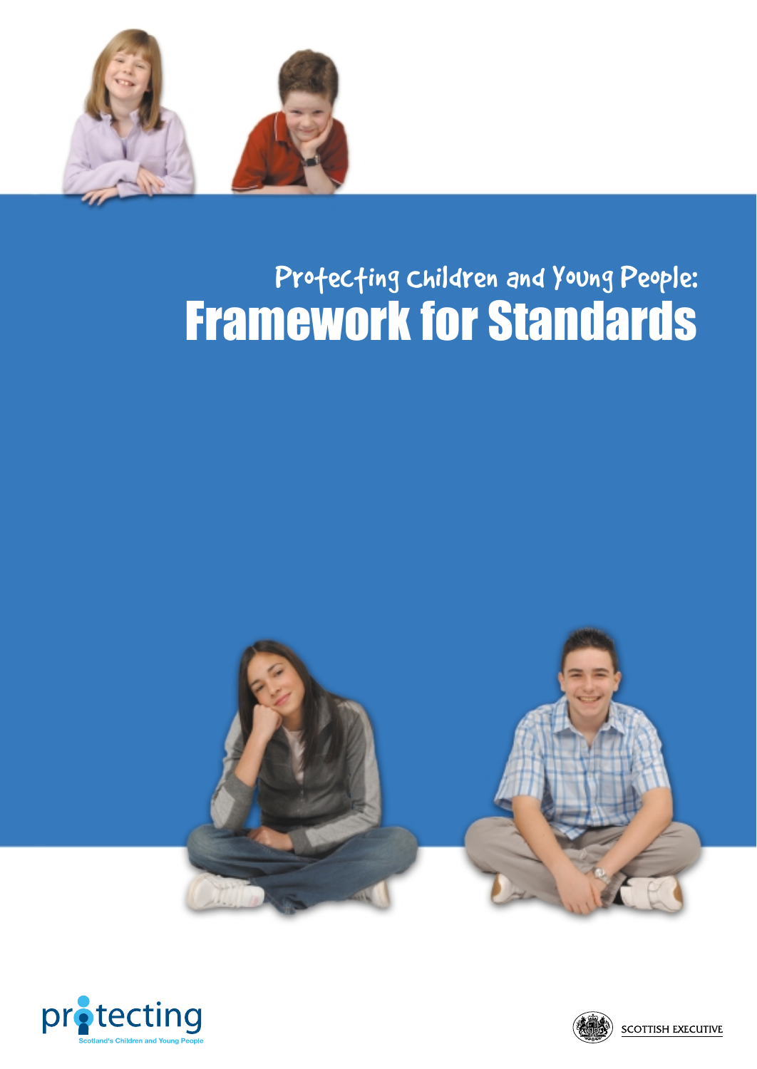# Protecting Children and Young People: Framework for Standards

protecting
Scotland's Children and Young People

SCOTTISH EXECUTIVE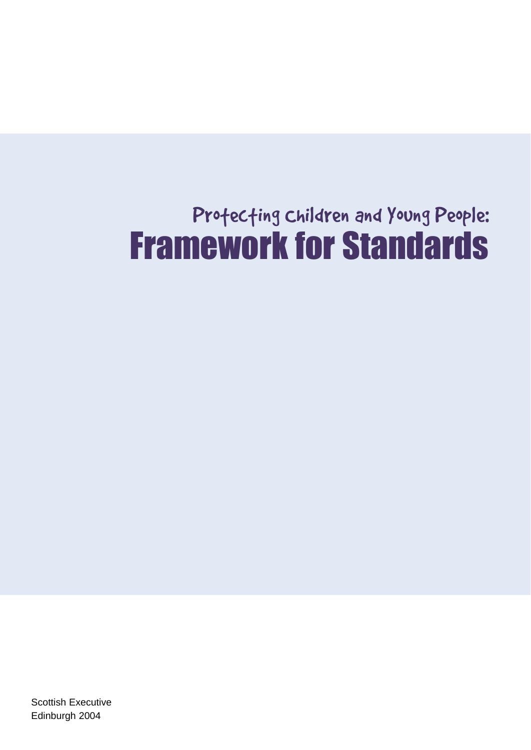# Protecting Children and Young People:
# Framework for Standards

Scottish Executive
Edinburgh 2004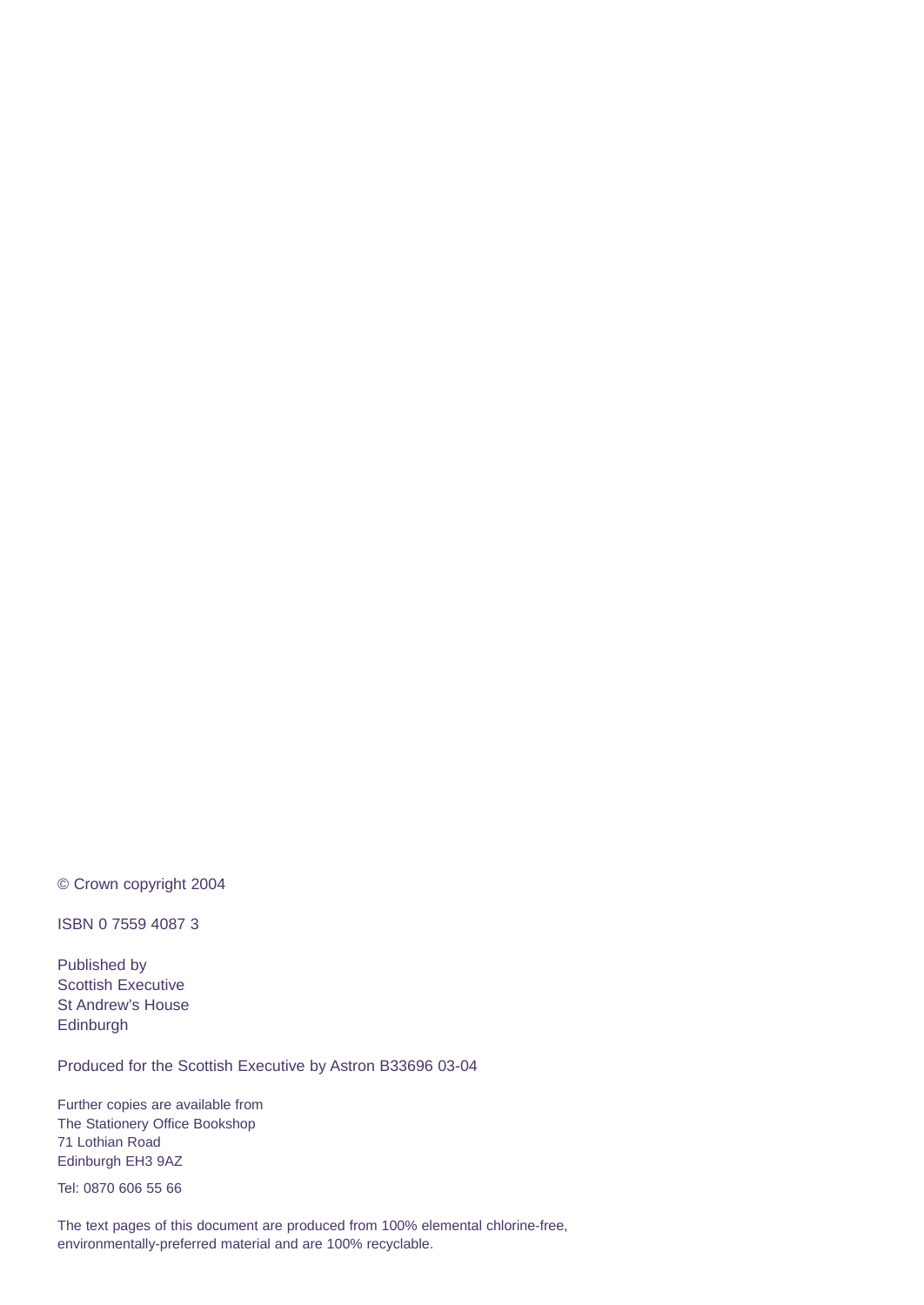© Crown copyright 2004

ISBN 0 7559 4087 3

Published by
Scottish Executive
St Andrew's House
Edinburgh

Produced for the Scottish Executive by Astron B33696 03-04

Further copies are available from
The Stationery Office Bookshop
71 Lothian Road
Edinburgh EH3 9AZ

Tel: 0870 606 55 66

The text pages of this document are produced from 100% elemental chlorine-free, environmentally-preferred material and are 100% recyclable.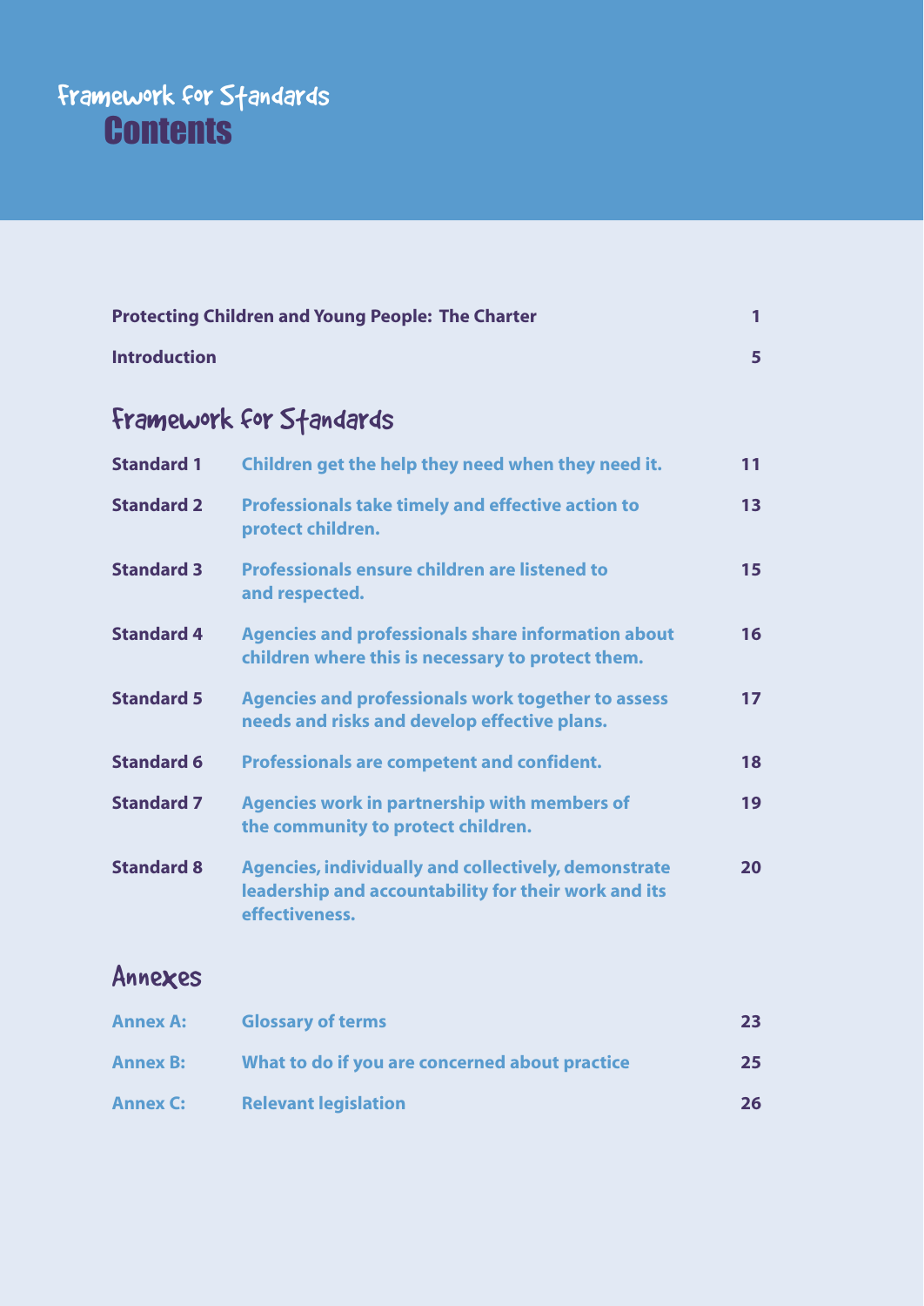# Framework for Standards
# Contents

| | | |
|---|---|---|
| **Protecting Children and Young People: The Charter** | | **1** |
| **Introduction** | | **5** |

## Framework for Standards

| | | |
|---|---|---|
| **Standard 1** | **Children get the help they need when they need it.** | **11** |
| **Standard 2** | **Professionals take timely and effective action to protect children.** | **13** |
| **Standard 3** | **Professionals ensure children are listened to and respected.** | **15** |
| **Standard 4** | **Agencies and professionals share information about children where this is necessary to protect them.** | **16** |
| **Standard 5** | **Agencies and professionals work together to assess needs and risks and develop effective plans.** | **17** |
| **Standard 6** | **Professionals are competent and confident.** | **18** |
| **Standard 7** | **Agencies work in partnership with members of the community to protect children.** | **19** |
| **Standard 8** | **Agencies, individually and collectively, demonstrate leadership and accountability for their work and its effectiveness.** | **20** |

## Annexes

| | | |
|---|---|---|
| **Annex A:** | **Glossary of terms** | **23** |
| **Annex B:** | **What to do if you are concerned about practice** | **25** |
| **Annex C:** | **Relevant legislation** | **26** |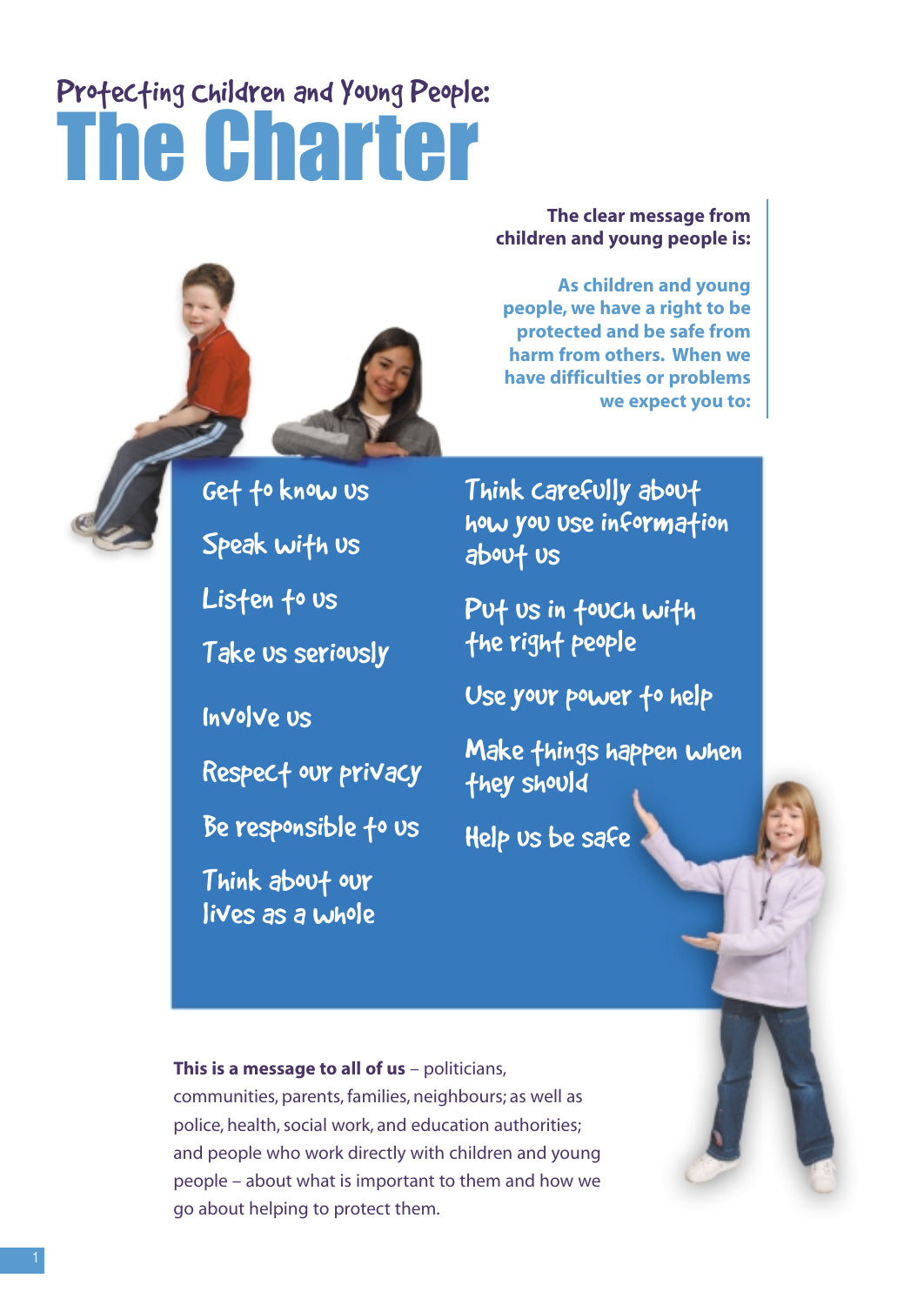# Protecting Children and Young People:
# The Charter

**The clear message from children and young people is:**

**As children and young people, we have a right to be protected and be safe from harm from others. When we have difficulties or problems we expect you to:**

- Get to know us
- Speak with us
- Listen to us
- Take us seriously
- Involve us
- Respect our privacy
- Be responsible to us
- Think about our lives as a whole
- Think carefully about how you use information about us
- Put us in touch with the right people
- Use your power to help
- Make things happen when they should
- Help us be safe

**This is a message to all of us** – politicians, communities, parents, families, neighbours; as well as police, health, social work, and education authorities; and people who work directly with children and young people – about what is important to them and how we go about helping to protect them.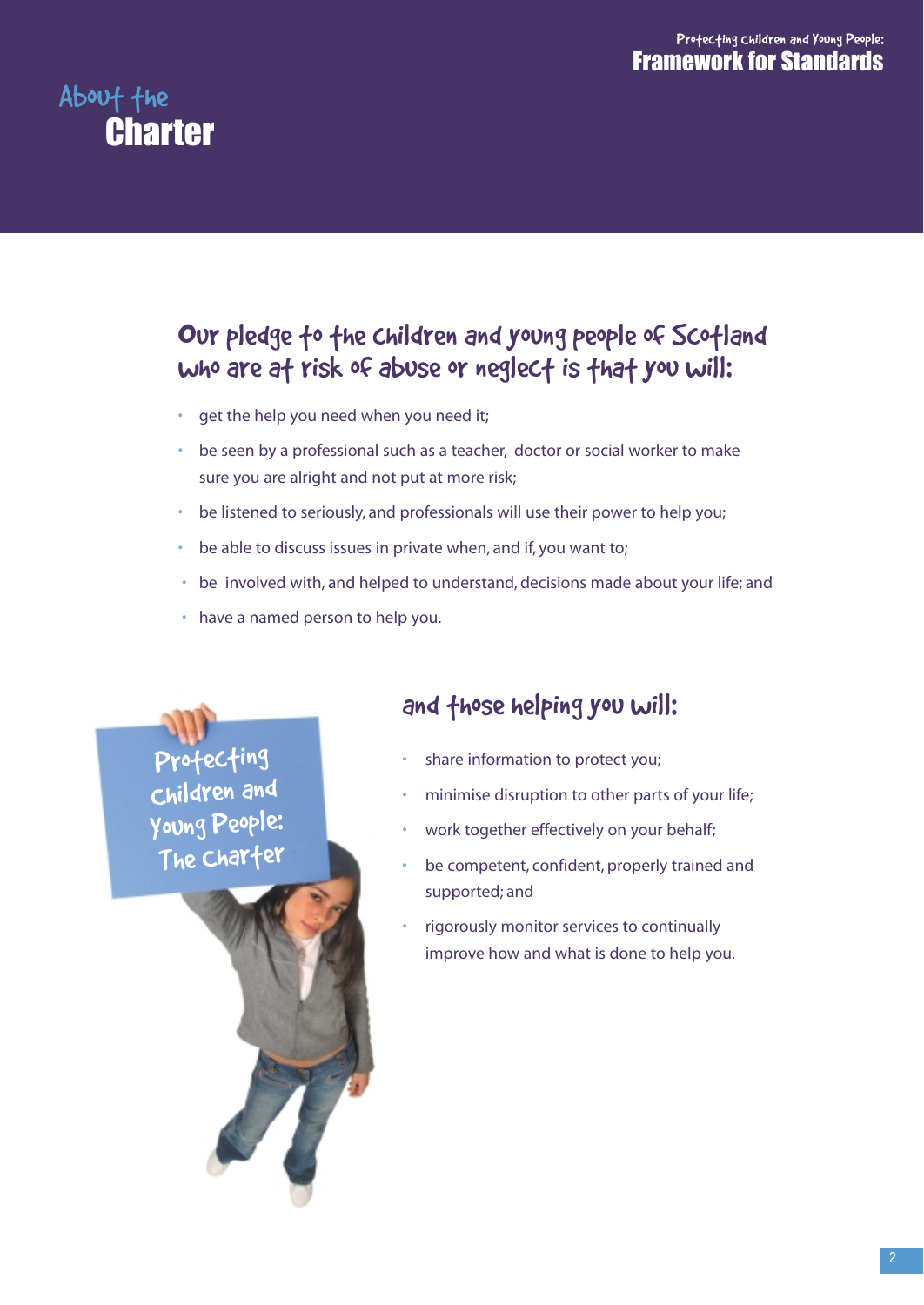# About the Charter

## Our pledge to the children and young people of Scotland who are at risk of abuse or neglect is that you will:

- get the help you need when you need it;
- be seen by a professional such as a teacher, doctor or social worker to make sure you are alright and not put at more risk;
- be listened to seriously, and professionals will use their power to help you;
- be able to discuss issues in private when, and if, you want to;
- be involved with, and helped to understand, decisions made about your life; and
- have a named person to help you.

## and those helping you will:

- share information to protect you;
- minimise disruption to other parts of your life;
- work together effectively on your behalf;
- be competent, confident, properly trained and supported; and
- rigorously monitor services to continually improve how and what is done to help you.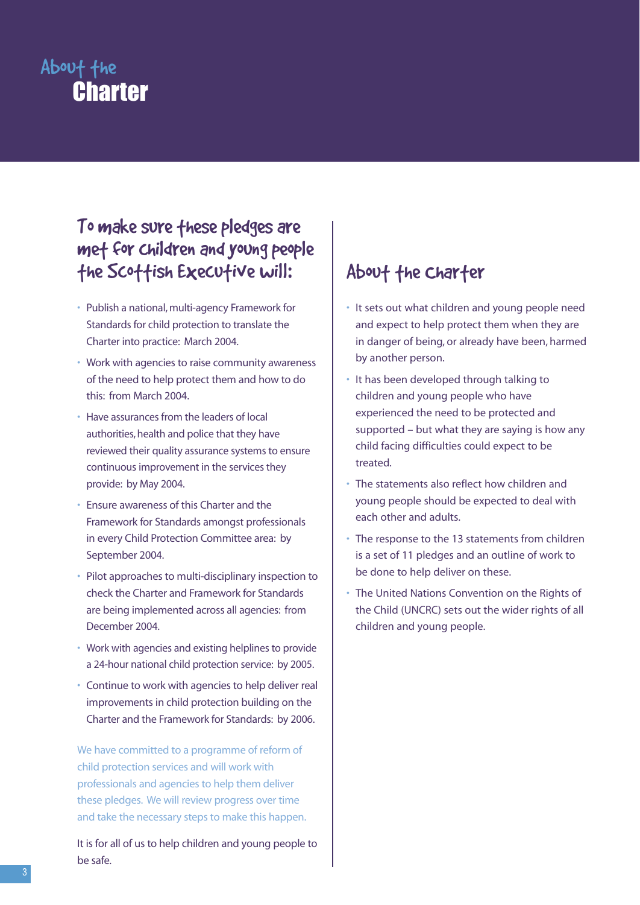# About the Charter

## To make sure these pledges are met for children and young people the Scottish Executive will:

- Publish a national, multi-agency Framework for Standards for child protection to translate the Charter into practice: March 2004.
- Work with agencies to raise community awareness of the need to help protect them and how to do this: from March 2004.
- Have assurances from the leaders of local authorities, health and police that they have reviewed their quality assurance systems to ensure continuous improvement in the services they provide: by May 2004.
- Ensure awareness of this Charter and the Framework for Standards amongst professionals in every Child Protection Committee area: by September 2004.
- Pilot approaches to multi-disciplinary inspection to check the Charter and Framework for Standards are being implemented across all agencies: from December 2004.
- Work with agencies and existing helplines to provide a 24-hour national child protection service: by 2005.
- Continue to work with agencies to help deliver real improvements in child protection building on the Charter and the Framework for Standards: by 2006.

We have committed to a programme of reform of child protection services and will work with professionals and agencies to help them deliver these pledges. We will review progress over time and take the necessary steps to make this happen.

It is for all of us to help children and young people to be safe.

## About the Charter

- It sets out what children and young people need and expect to help protect them when they are in danger of being, or already have been, harmed by another person.
- It has been developed through talking to children and young people who have experienced the need to be protected and supported – but what they are saying is how any child facing difficulties could expect to be treated.
- The statements also reflect how children and young people should be expected to deal with each other and adults.
- The response to the 13 statements from children is a set of 11 pledges and an outline of work to be done to help deliver on these.
- The United Nations Convention on the Rights of the Child (UNCRC) sets out the wider rights of all children and young people.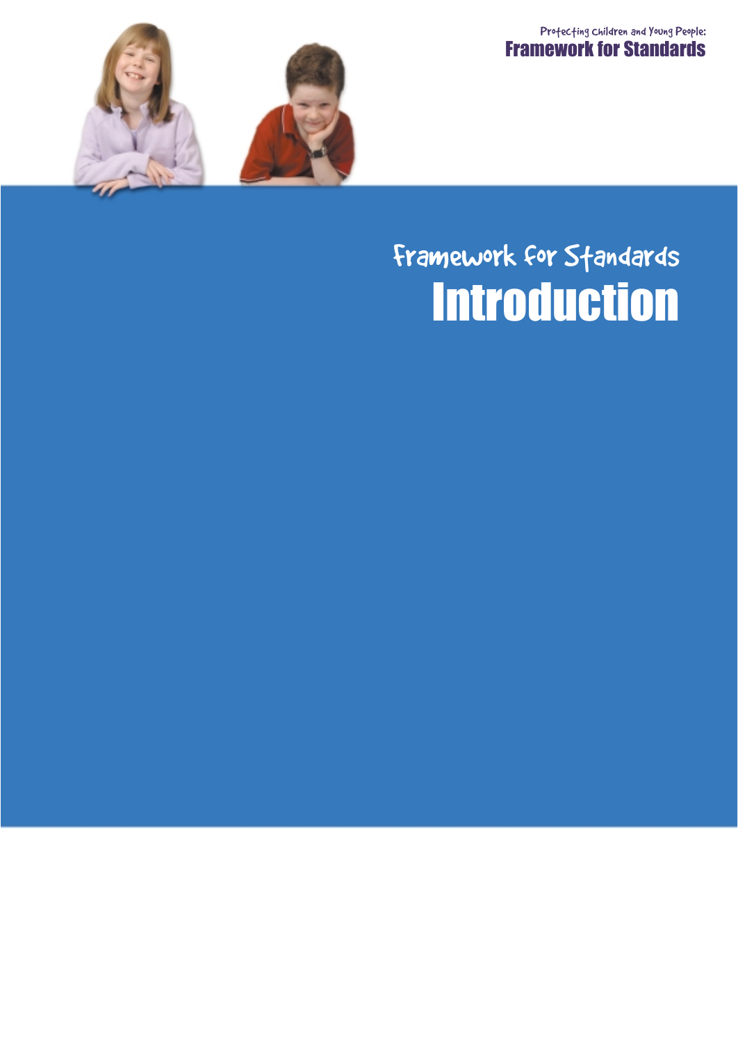# Framework for Standards
## Introduction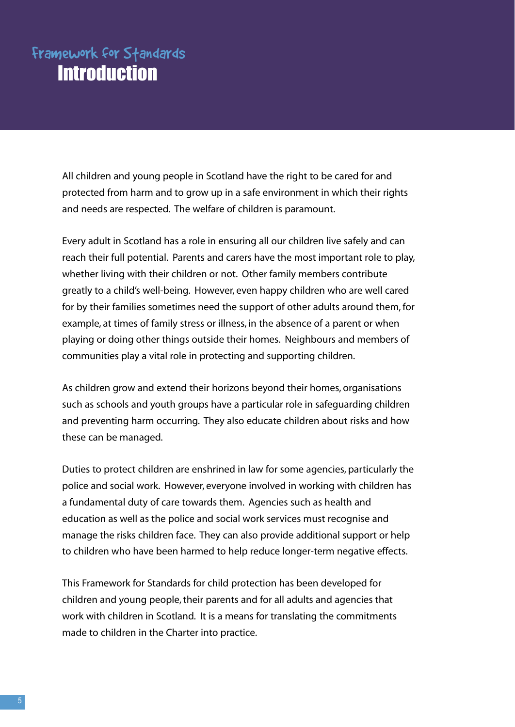Framework for Standards

# Introduction

All children and young people in Scotland have the right to be cared for and protected from harm and to grow up in a safe environment in which their rights and needs are respected. The welfare of children is paramount.

Every adult in Scotland has a role in ensuring all our children live safely and can reach their full potential. Parents and carers have the most important role to play, whether living with their children or not. Other family members contribute greatly to a child's well-being. However, even happy children who are well cared for by their families sometimes need the support of other adults around them, for example, at times of family stress or illness, in the absence of a parent or when playing or doing other things outside their homes. Neighbours and members of communities play a vital role in protecting and supporting children.

As children grow and extend their horizons beyond their homes, organisations such as schools and youth groups have a particular role in safeguarding children and preventing harm occurring. They also educate children about risks and how these can be managed.

Duties to protect children are enshrined in law for some agencies, particularly the police and social work. However, everyone involved in working with children has a fundamental duty of care towards them. Agencies such as health and education as well as the police and social work services must recognise and manage the risks children face. They can also provide additional support or help to children who have been harmed to help reduce longer-term negative effects.

This Framework for Standards for child protection has been developed for children and young people, their parents and for all adults and agencies that work with children in Scotland. It is a means for translating the commitments made to children in the Charter into practice.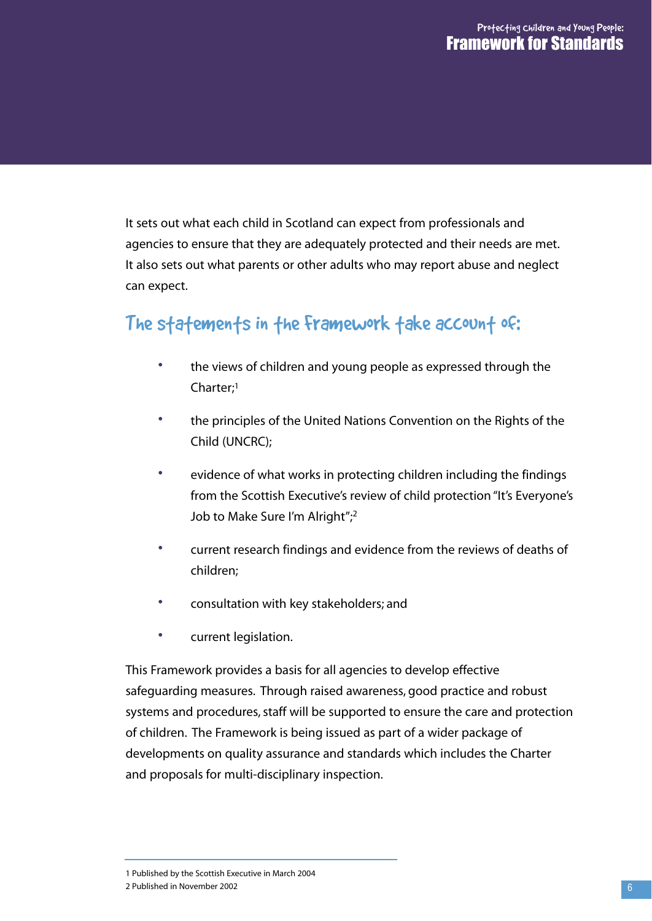It sets out what each child in Scotland can expect from professionals and agencies to ensure that they are adequately protected and their needs are met. It also sets out what parents or other adults who may report abuse and neglect can expect.

## The statements in the Framework take account of:

- the views of children and young people as expressed through the Charter;[1]
- the principles of the United Nations Convention on the Rights of the Child (UNCRC);
- evidence of what works in protecting children including the findings from the Scottish Executive's review of child protection "It's Everyone's Job to Make Sure I'm Alright";[2]
- current research findings and evidence from the reviews of deaths of children;
- consultation with key stakeholders; and
- current legislation.

This Framework provides a basis for all agencies to develop effective safeguarding measures. Through raised awareness, good practice and robust systems and procedures, staff will be supported to ensure the care and protection of children. The Framework is being issued as part of a wider package of developments on quality assurance and standards which includes the Charter and proposals for multi-disciplinary inspection.

---

1 Published by the Scottish Executive in March 2004

2 Published in November 2002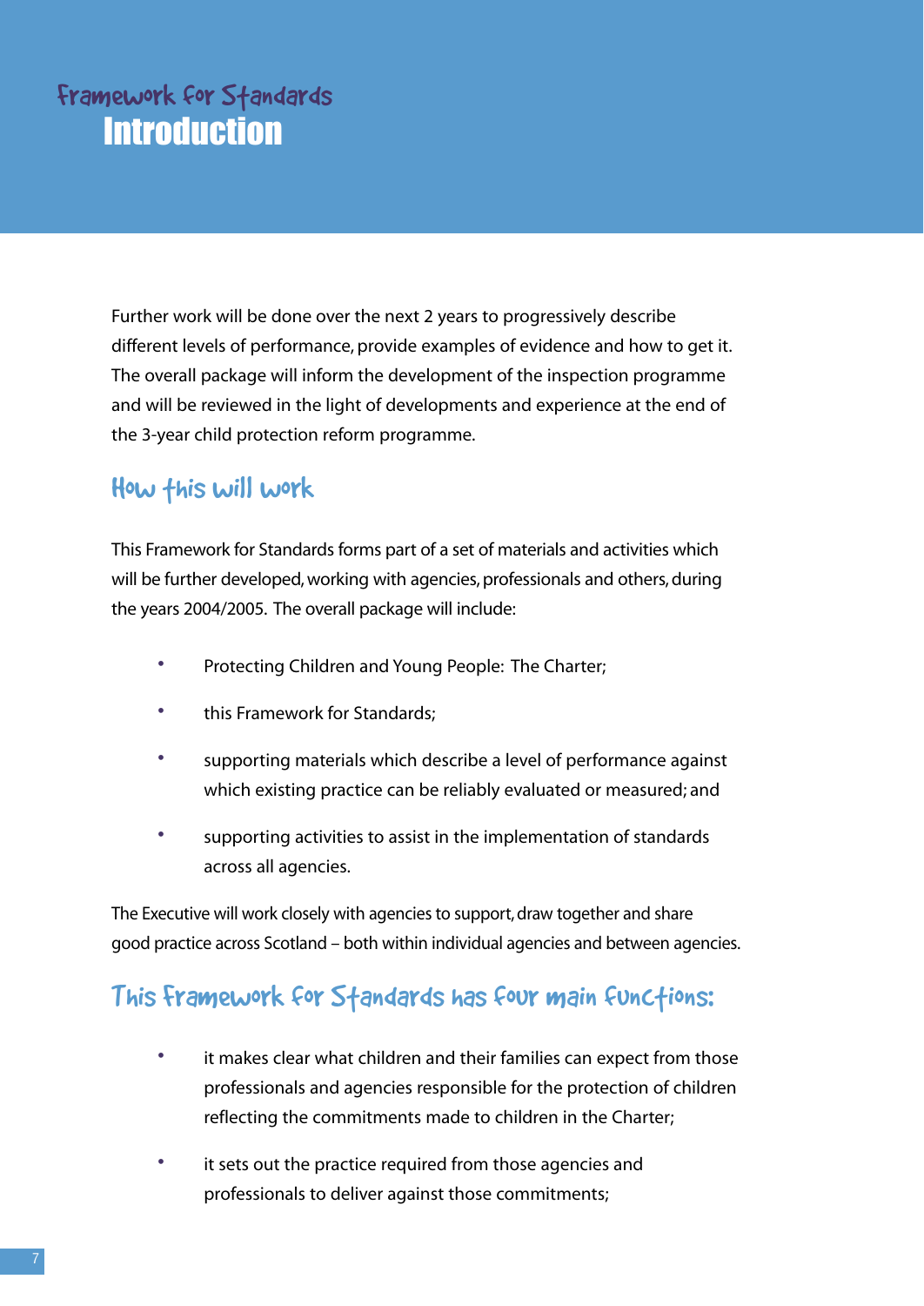# Framework for Standards
## Introduction

Further work will be done over the next 2 years to progressively describe different levels of performance, provide examples of evidence and how to get it. The overall package will inform the development of the inspection programme and will be reviewed in the light of developments and experience at the end of the 3-year child protection reform programme.

### How this will work

This Framework for Standards forms part of a set of materials and activities which will be further developed, working with agencies, professionals and others, during the years 2004/2005. The overall package will include:

- Protecting Children and Young People: The Charter;
- this Framework for Standards;
- supporting materials which describe a level of performance against which existing practice can be reliably evaluated or measured; and
- supporting activities to assist in the implementation of standards across all agencies.

The Executive will work closely with agencies to support, draw together and share good practice across Scotland – both within individual agencies and between agencies.

### This Framework for Standards has four main functions:

- it makes clear what children and their families can expect from those professionals and agencies responsible for the protection of children reflecting the commitments made to children in the Charter;
- it sets out the practice required from those agencies and professionals to deliver against those commitments;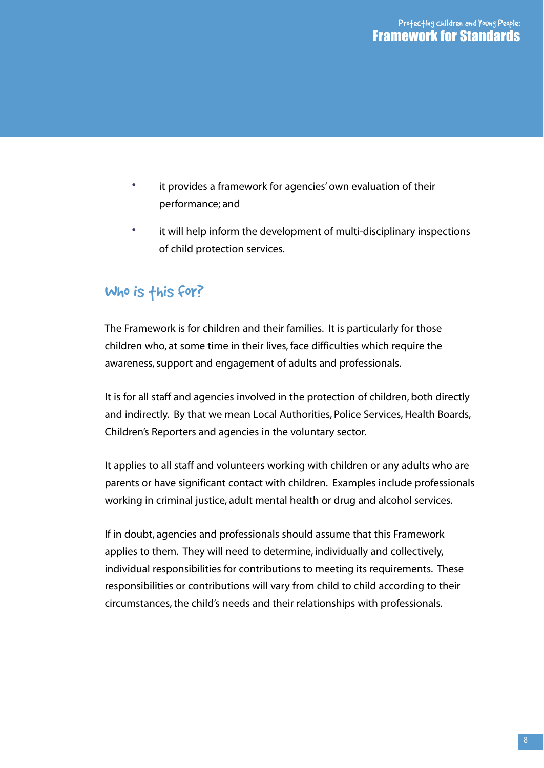- it provides a framework for agencies' own evaluation of their performance; and
- it will help inform the development of multi-disciplinary inspections of child protection services.

## Who is this for?

The Framework is for children and their families. It is particularly for those children who, at some time in their lives, face difficulties which require the awareness, support and engagement of adults and professionals.

It is for all staff and agencies involved in the protection of children, both directly and indirectly. By that we mean Local Authorities, Police Services, Health Boards, Children's Reporters and agencies in the voluntary sector.

It applies to all staff and volunteers working with children or any adults who are parents or have significant contact with children. Examples include professionals working in criminal justice, adult mental health or drug and alcohol services.

If in doubt, agencies and professionals should assume that this Framework applies to them. They will need to determine, individually and collectively, individual responsibilities for contributions to meeting its requirements. These responsibilities or contributions will vary from child to child according to their circumstances, the child's needs and their relationships with professionals.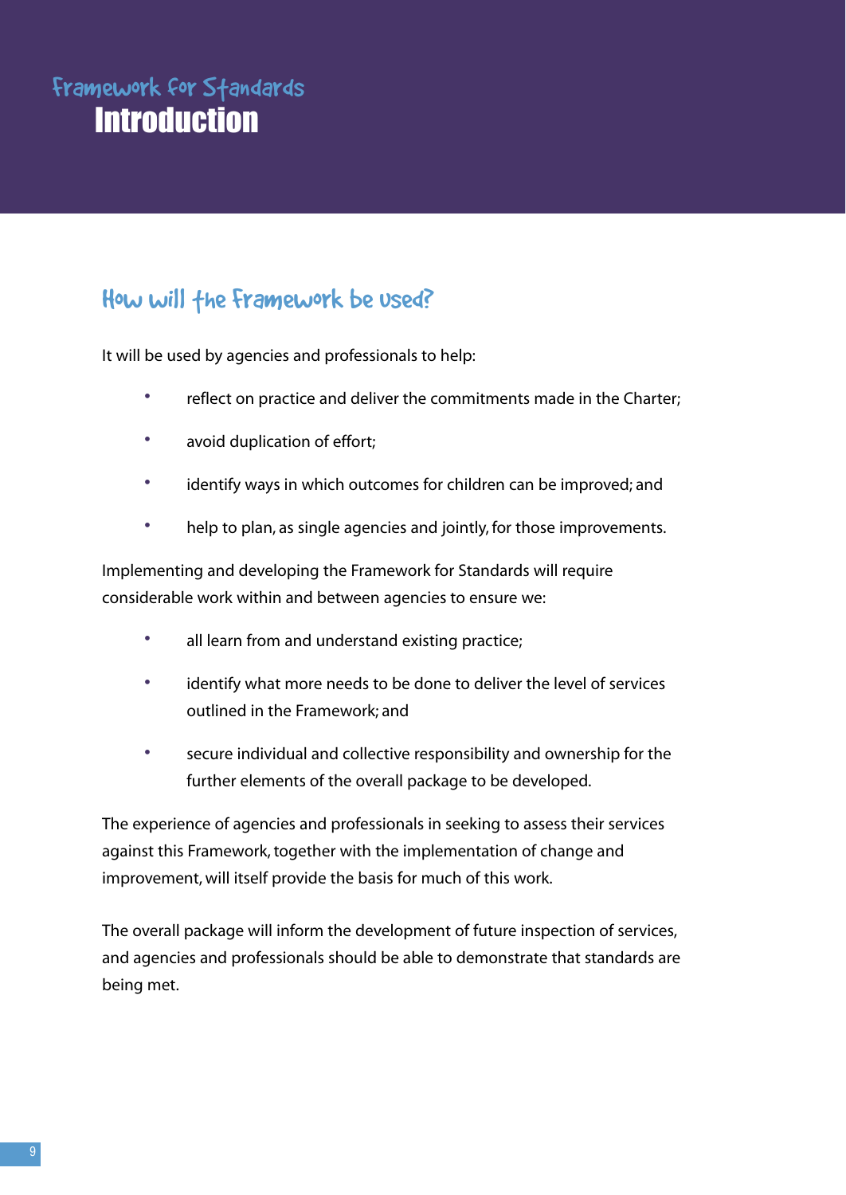Framework for Standards

# Introduction

## How will the Framework be used?

It will be used by agencies and professionals to help:

- reflect on practice and deliver the commitments made in the Charter;
- avoid duplication of effort;
- identify ways in which outcomes for children can be improved; and
- help to plan, as single agencies and jointly, for those improvements.

Implementing and developing the Framework for Standards will require considerable work within and between agencies to ensure we:

- all learn from and understand existing practice;
- identify what more needs to be done to deliver the level of services outlined in the Framework; and
- secure individual and collective responsibility and ownership for the further elements of the overall package to be developed.

The experience of agencies and professionals in seeking to assess their services against this Framework, together with the implementation of change and improvement, will itself provide the basis for much of this work.

The overall package will inform the development of future inspection of services, and agencies and professionals should be able to demonstrate that standards are being met.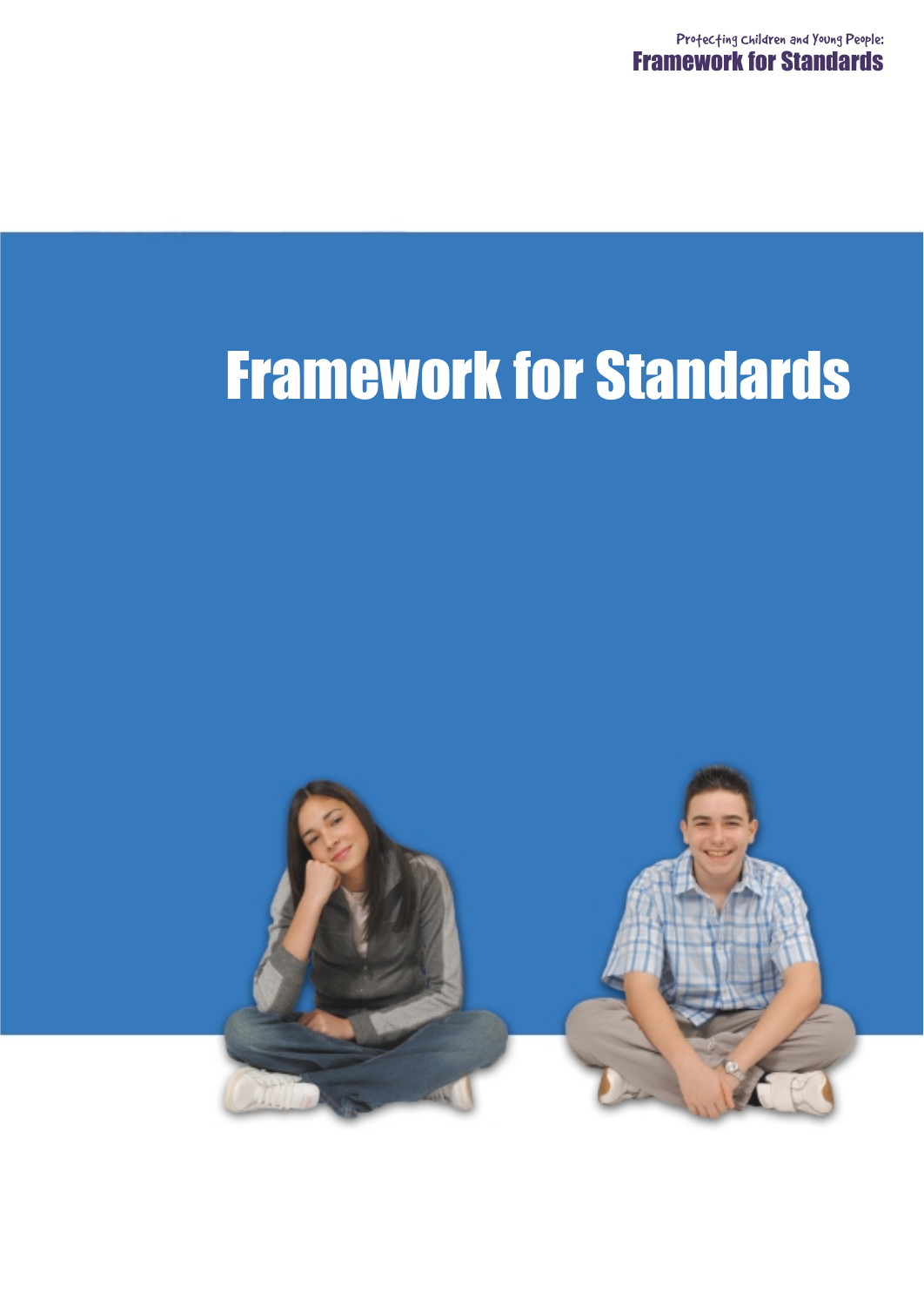# Framework for Standards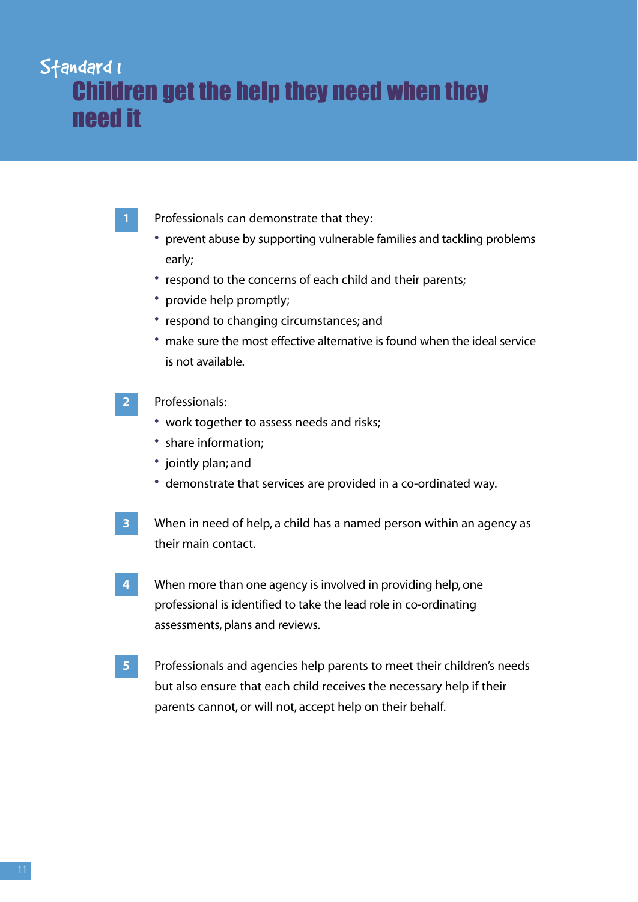# Standard 1
## Children get the help they need when they need it

1. Professionals can demonstrate that they:
   - prevent abuse by supporting vulnerable families and tackling problems early;
   - respond to the concerns of each child and their parents;
   - provide help promptly;
   - respond to changing circumstances; and
   - make sure the most effective alternative is found when the ideal service is not available.

2. Professionals:
   - work together to assess needs and risks;
   - share information;
   - jointly plan; and
   - demonstrate that services are provided in a co-ordinated way.

3. When in need of help, a child has a named person within an agency as their main contact.

4. When more than one agency is involved in providing help, one professional is identified to take the lead role in co-ordinating assessments, plans and reviews.

5. Professionals and agencies help parents to meet their children's needs but also ensure that each child receives the necessary help if their parents cannot, or will not, accept help on their behalf.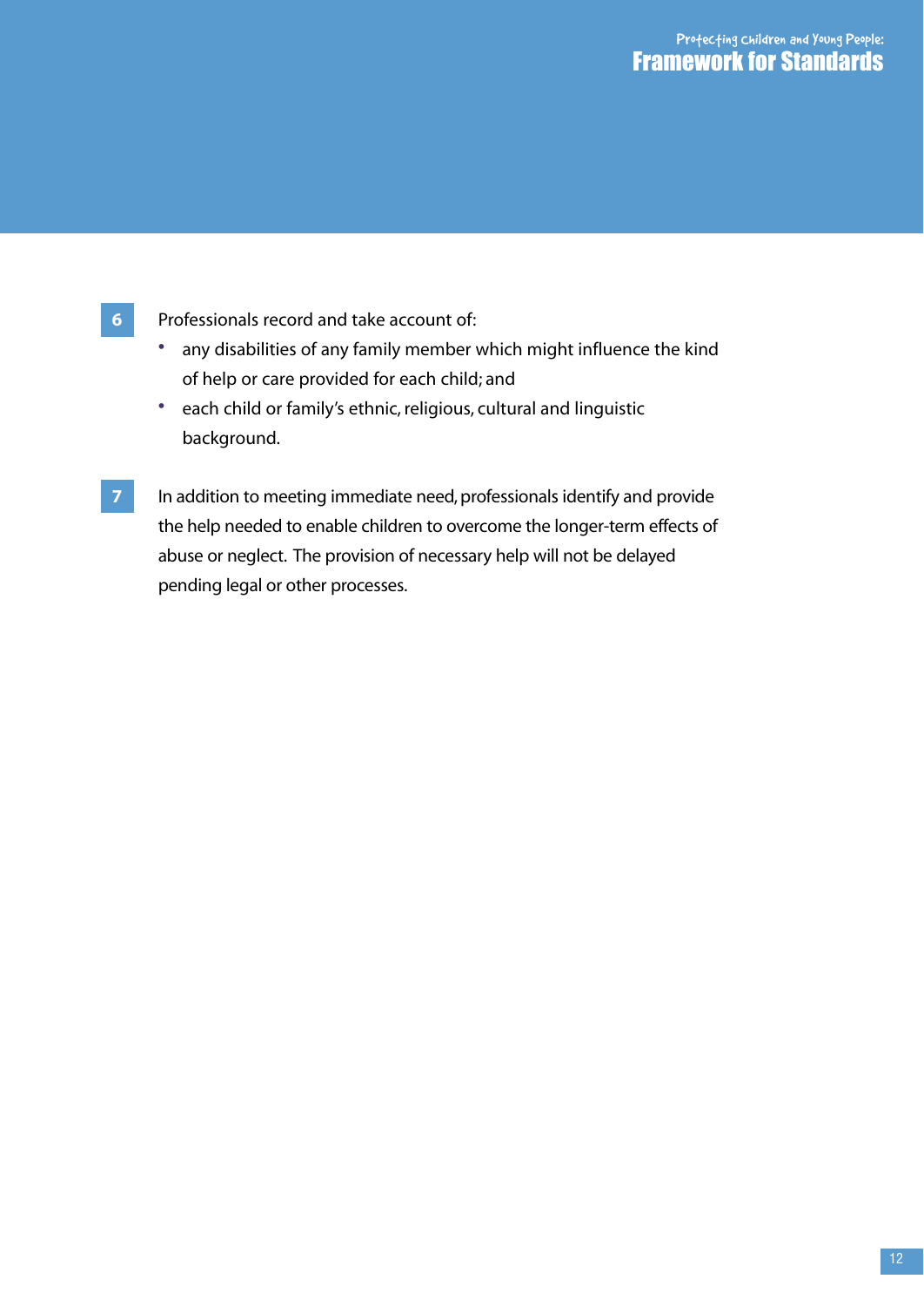**6** Professionals record and take account of:

- any disabilities of any family member which might influence the kind of help or care provided for each child; and
- each child or family's ethnic, religious, cultural and linguistic background.

**7** In addition to meeting immediate need, professionals identify and provide the help needed to enable children to overcome the longer-term effects of abuse or neglect. The provision of necessary help will not be delayed pending legal or other processes.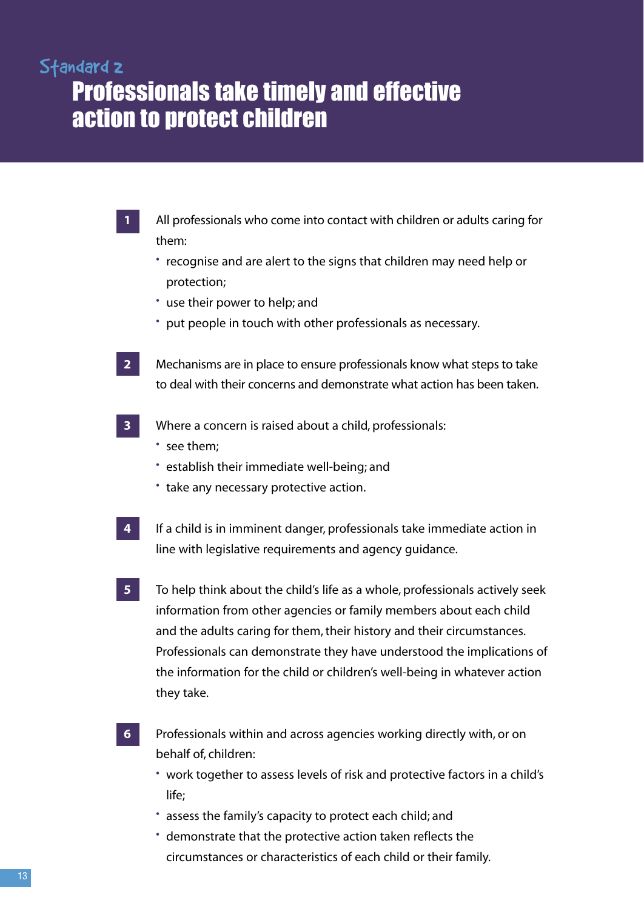# Standard 2

## Professionals take timely and effective action to protect children

1. All professionals who come into contact with children or adults caring for them:
   - recognise and are alert to the signs that children may need help or protection;
   - use their power to help; and
   - put people in touch with other professionals as necessary.

2. Mechanisms are in place to ensure professionals know what steps to take to deal with their concerns and demonstrate what action has been taken.

3. Where a concern is raised about a child, professionals:
   - see them;
   - establish their immediate well-being; and
   - take any necessary protective action.

4. If a child is in imminent danger, professionals take immediate action in line with legislative requirements and agency guidance.

5. To help think about the child's life as a whole, professionals actively seek information from other agencies or family members about each child and the adults caring for them, their history and their circumstances. Professionals can demonstrate they have understood the implications of the information for the child or children's well-being in whatever action they take.

6. Professionals within and across agencies working directly with, or on behalf of, children:
   - work together to assess levels of risk and protective factors in a child's life;
   - assess the family's capacity to protect each child; and
   - demonstrate that the protective action taken reflects the circumstances or characteristics of each child or their family.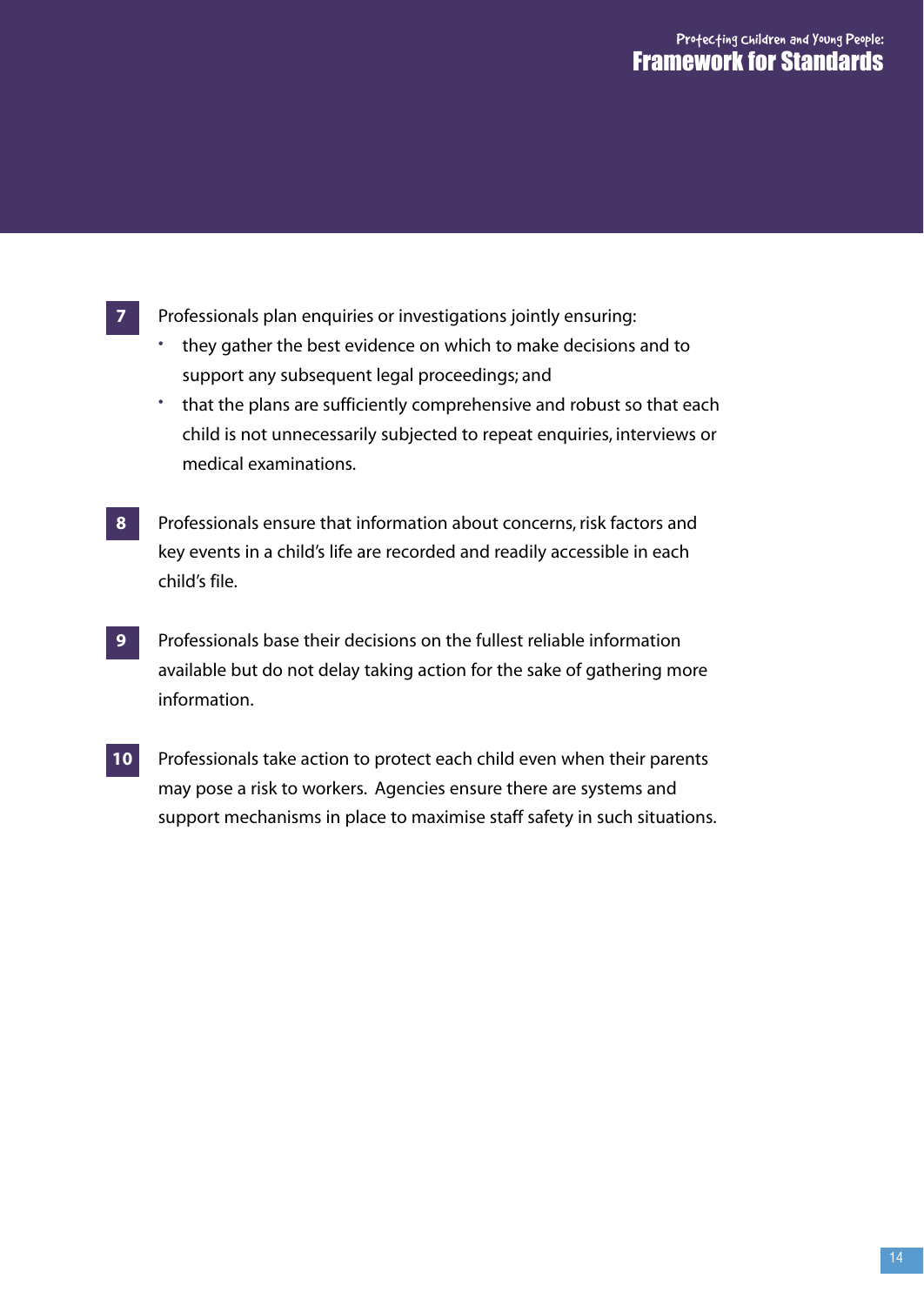**7** Professionals plan enquiries or investigations jointly ensuring:

- they gather the best evidence on which to make decisions and to support any subsequent legal proceedings; and
- that the plans are sufficiently comprehensive and robust so that each child is not unnecessarily subjected to repeat enquiries, interviews or medical examinations.

**8** Professionals ensure that information about concerns, risk factors and key events in a child's life are recorded and readily accessible in each child's file.

**9** Professionals base their decisions on the fullest reliable information available but do not delay taking action for the sake of gathering more information.

**10** Professionals take action to protect each child even when their parents may pose a risk to workers. Agencies ensure there are systems and support mechanisms in place to maximise staff safety in such situations.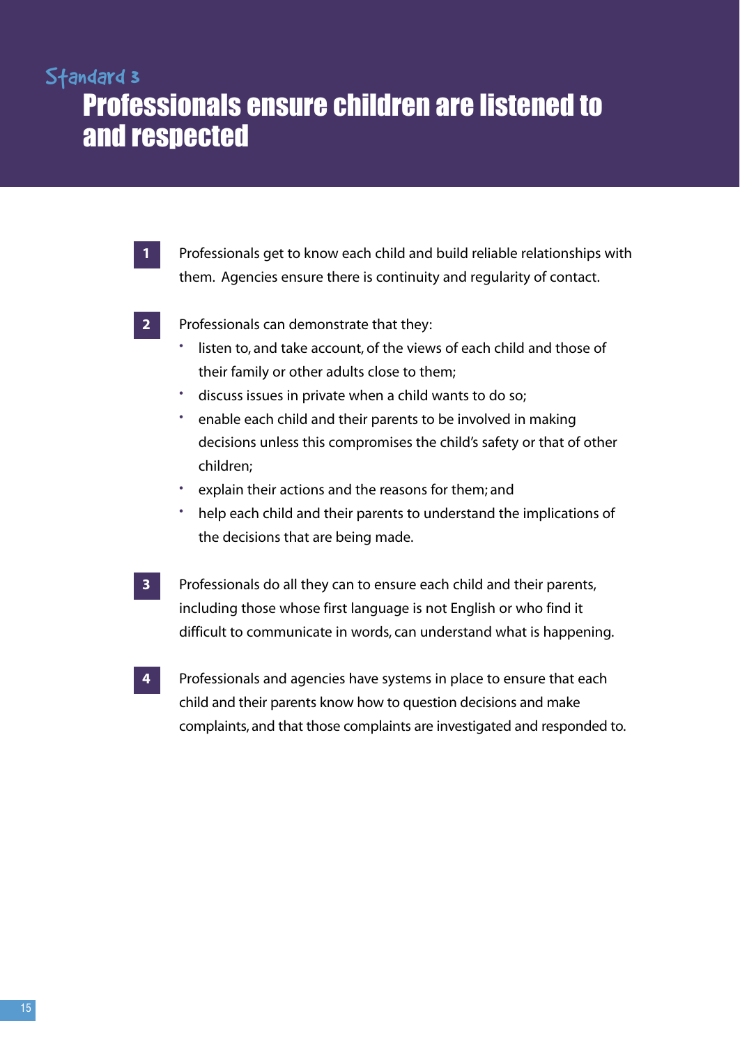Standard 3

# Professionals ensure children are listened to and respected

1. Professionals get to know each child and build reliable relationships with them. Agencies ensure there is continuity and regularity of contact.

2. Professionals can demonstrate that they:
   - listen to, and take account, of the views of each child and those of their family or other adults close to them;
   - discuss issues in private when a child wants to do so;
   - enable each child and their parents to be involved in making decisions unless this compromises the child's safety or that of other children;
   - explain their actions and the reasons for them; and
   - help each child and their parents to understand the implications of the decisions that are being made.

3. Professionals do all they can to ensure each child and their parents, including those whose first language is not English or who find it difficult to communicate in words, can understand what is happening.

4. Professionals and agencies have systems in place to ensure that each child and their parents know how to question decisions and make complaints, and that those complaints are investigated and responded to.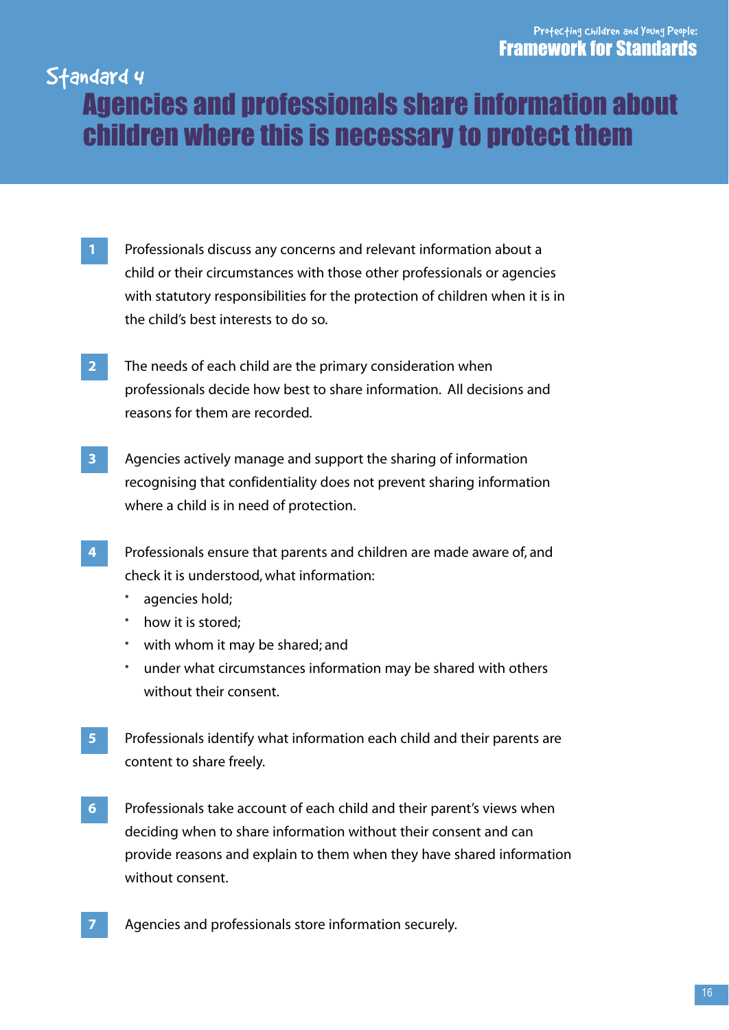# Standard 4

## Agencies and professionals share information about children where this is necessary to protect them

1. Professionals discuss any concerns and relevant information about a child or their circumstances with those other professionals or agencies with statutory responsibilities for the protection of children when it is in the child's best interests to do so.

2. The needs of each child are the primary consideration when professionals decide how best to share information. All decisions and reasons for them are recorded.

3. Agencies actively manage and support the sharing of information recognising that confidentiality does not prevent sharing information where a child is in need of protection.

4. Professionals ensure that parents and children are made aware of, and check it is understood, what information:
   - agencies hold;
   - how it is stored;
   - with whom it may be shared; and
   - under what circumstances information may be shared with others without their consent.

5. Professionals identify what information each child and their parents are content to share freely.

6. Professionals take account of each child and their parent's views when deciding when to share information without their consent and can provide reasons and explain to them when they have shared information without consent.

7. Agencies and professionals store information securely.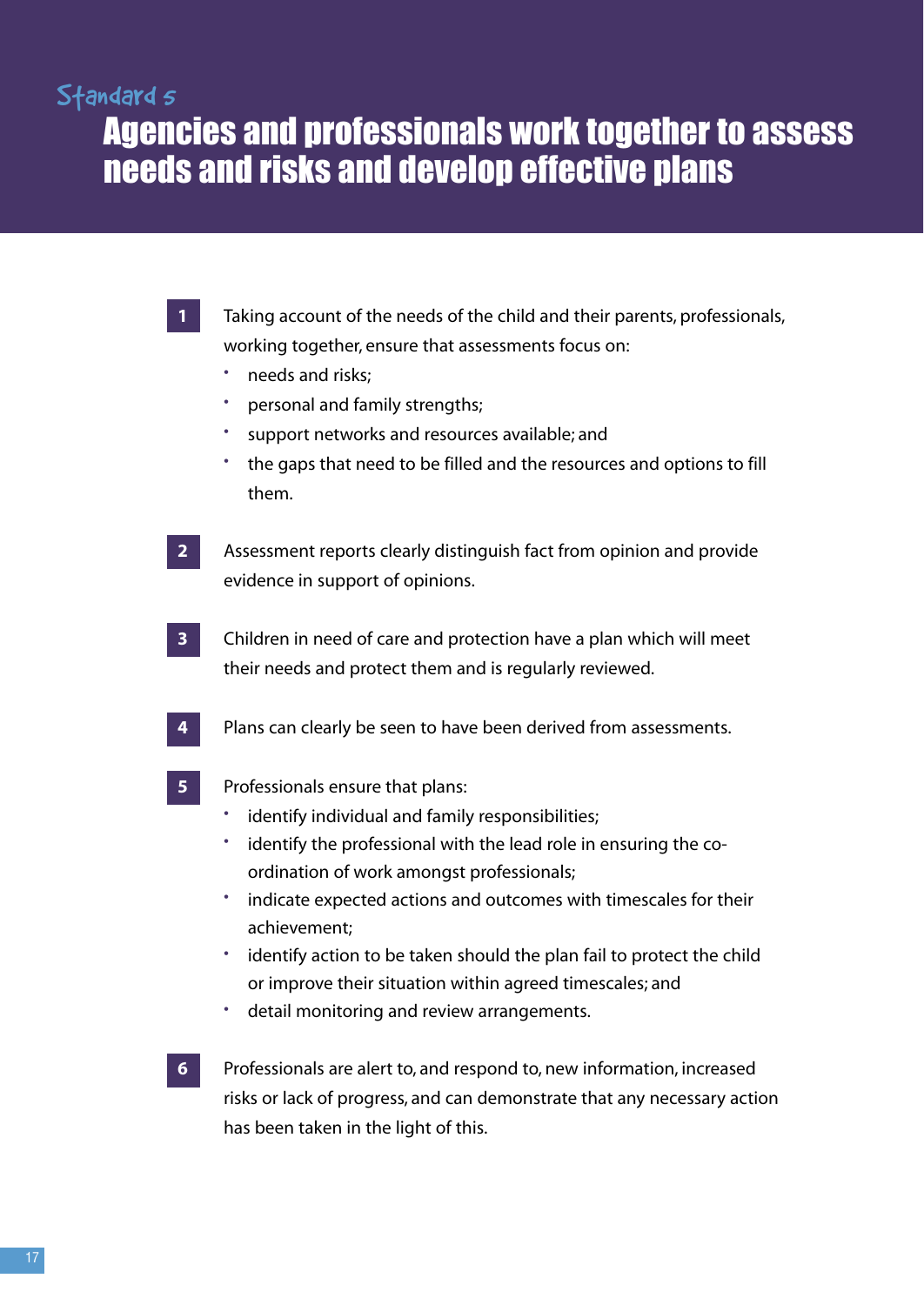## Standard 5

# Agencies and professionals work together to assess needs and risks and develop effective plans

**1** Taking account of the needs of the child and their parents, professionals, working together, ensure that assessments focus on:

- needs and risks;
- personal and family strengths;
- support networks and resources available; and
- the gaps that need to be filled and the resources and options to fill them.

**2** Assessment reports clearly distinguish fact from opinion and provide evidence in support of opinions.

**3** Children in need of care and protection have a plan which will meet their needs and protect them and is regularly reviewed.

**4** Plans can clearly be seen to have been derived from assessments.

**5** Professionals ensure that plans:

- identify individual and family responsibilities;
- identify the professional with the lead role in ensuring the co-ordination of work amongst professionals;
- indicate expected actions and outcomes with timescales for their achievement;
- identify action to be taken should the plan fail to protect the child or improve their situation within agreed timescales; and
- detail monitoring and review arrangements.

**6** Professionals are alert to, and respond to, new information, increased risks or lack of progress, and can demonstrate that any necessary action has been taken in the light of this.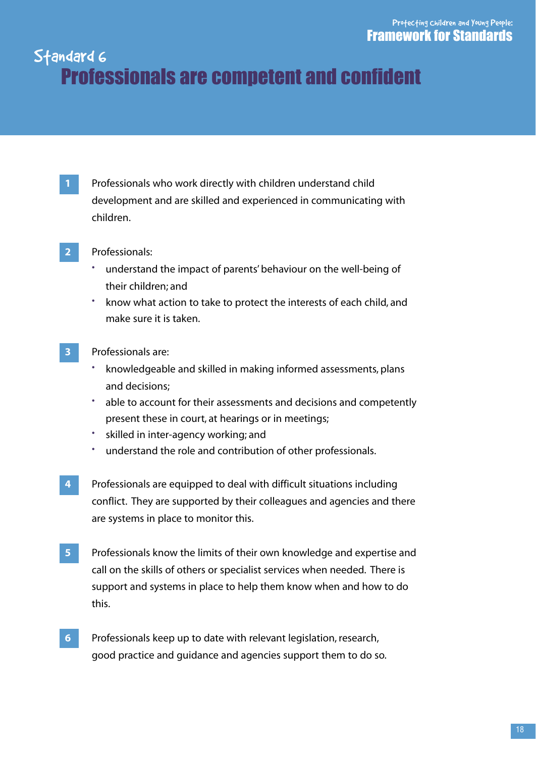# Standard 6
## Professionals are competent and confident

1. Professionals who work directly with children understand child development and are skilled and experienced in communicating with children.

2. Professionals:
   - understand the impact of parents' behaviour on the well-being of their children; and
   - know what action to take to protect the interests of each child, and make sure it is taken.

3. Professionals are:
   - knowledgeable and skilled in making informed assessments, plans and decisions;
   - able to account for their assessments and decisions and competently present these in court, at hearings or in meetings;
   - skilled in inter-agency working; and
   - understand the role and contribution of other professionals.

4. Professionals are equipped to deal with difficult situations including conflict. They are supported by their colleagues and agencies and there are systems in place to monitor this.

5. Professionals know the limits of their own knowledge and expertise and call on the skills of others or specialist services when needed. There is support and systems in place to help them know when and how to do this.

6. Professionals keep up to date with relevant legislation, research, good practice and guidance and agencies support them to do so.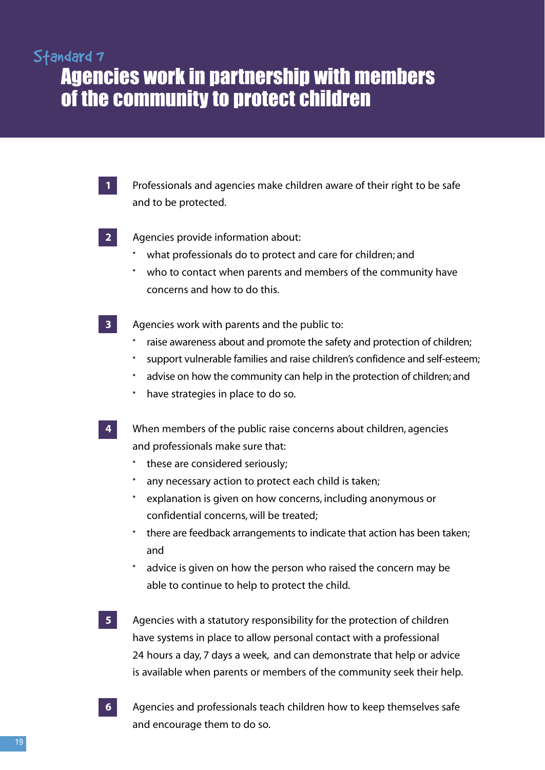## Standard 7

# Agencies work in partnership with members of the community to protect children

**1** Professionals and agencies make children aware of their right to be safe and to be protected.

**2** Agencies provide information about:

- what professionals do to protect and care for children; and
- who to contact when parents and members of the community have concerns and how to do this.

**3** Agencies work with parents and the public to:

- raise awareness about and promote the safety and protection of children;
- support vulnerable families and raise children's confidence and self-esteem;
- advise on how the community can help in the protection of children; and
- have strategies in place to do so.

**4** When members of the public raise concerns about children, agencies and professionals make sure that:

- these are considered seriously;
- any necessary action to protect each child is taken;
- explanation is given on how concerns, including anonymous or confidential concerns, will be treated;
- there are feedback arrangements to indicate that action has been taken; and
- advice is given on how the person who raised the concern may be able to continue to help to protect the child.

**5** Agencies with a statutory responsibility for the protection of children have systems in place to allow personal contact with a professional 24 hours a day, 7 days a week, and can demonstrate that help or advice is available when parents or members of the community seek their help.

**6** Agencies and professionals teach children how to keep themselves safe and encourage them to do so.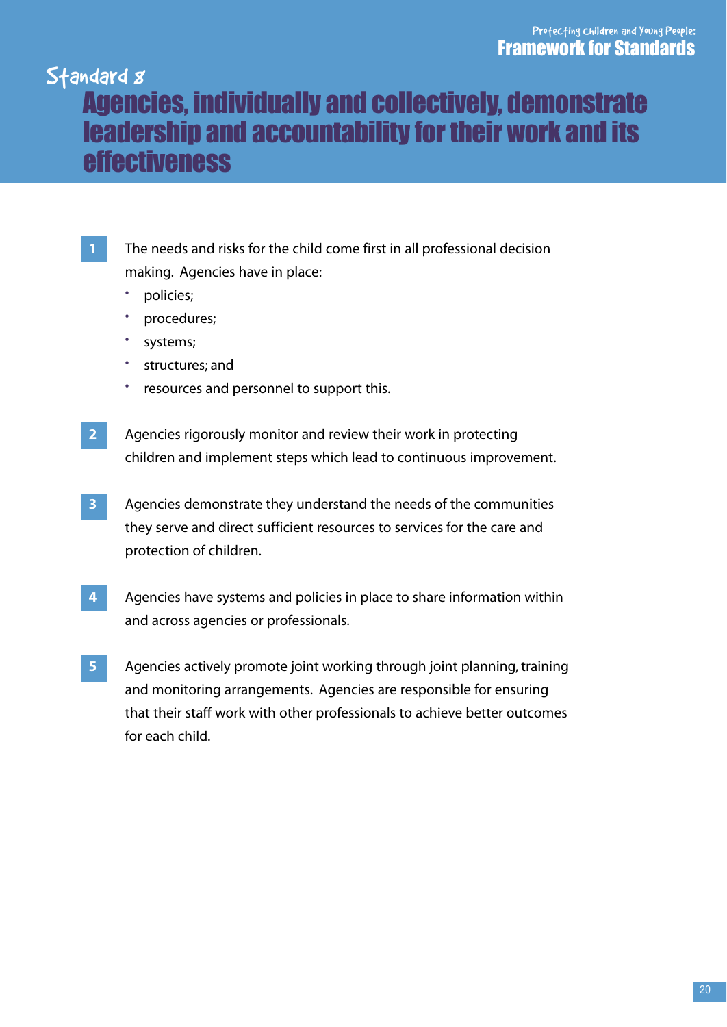# Standard 8

## Agencies, individually and collectively, demonstrate leadership and accountability for their work and its effectiveness

1. The needs and risks for the child come first in all professional decision making. Agencies have in place:
   - policies;
   - procedures;
   - systems;
   - structures; and
   - resources and personnel to support this.

2. Agencies rigorously monitor and review their work in protecting children and implement steps which lead to continuous improvement.

3. Agencies demonstrate they understand the needs of the communities they serve and direct sufficient resources to services for the care and protection of children.

4. Agencies have systems and policies in place to share information within and across agencies or professionals.

5. Agencies actively promote joint working through joint planning, training and monitoring arrangements. Agencies are responsible for ensuring that their staff work with other professionals to achieve better outcomes for each child.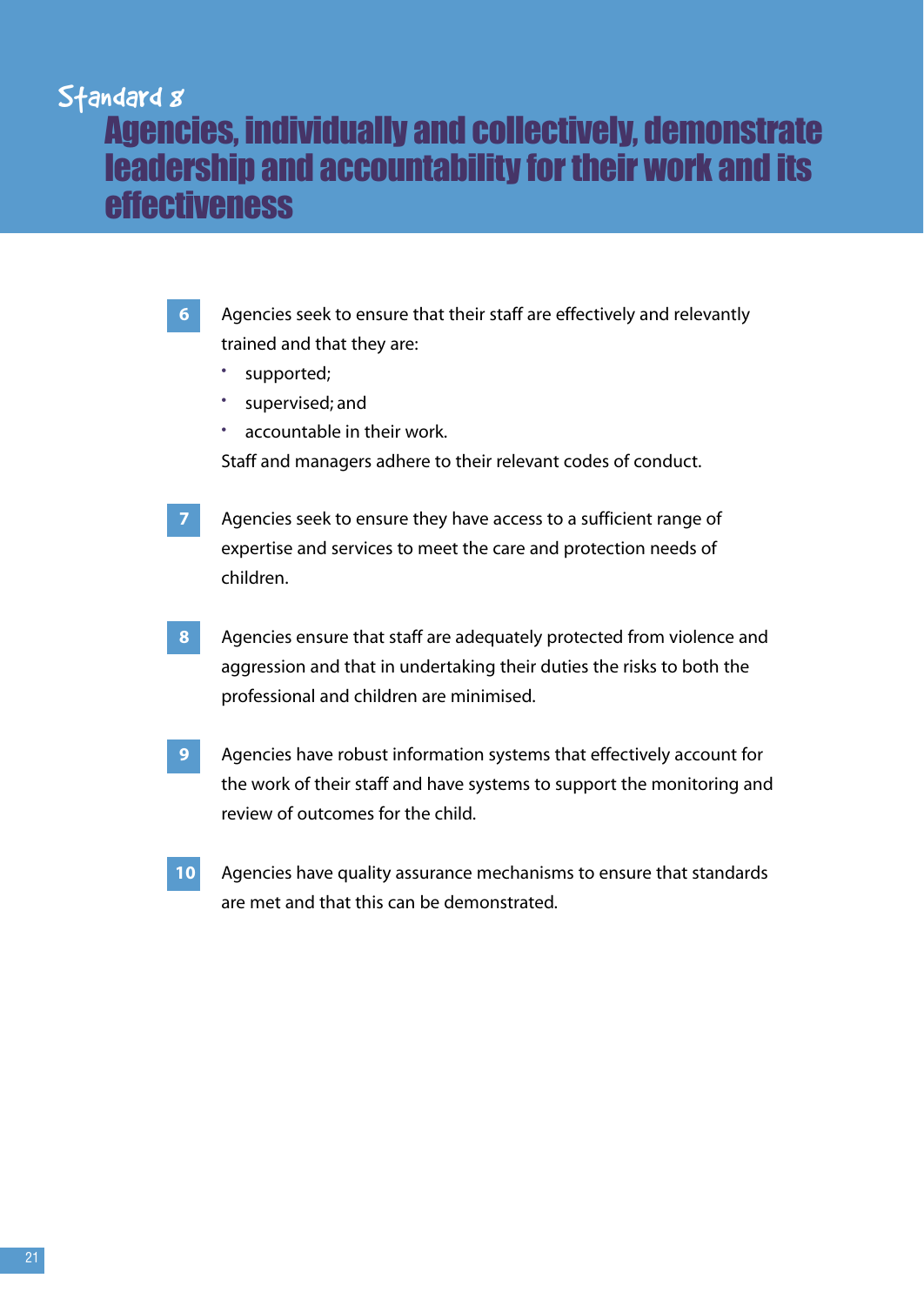## Standard 8

# Agencies, individually and collectively, demonstrate leadership and accountability for their work and its effectiveness

**6** Agencies seek to ensure that their staff are effectively and relevantly trained and that they are:

- supported;
- supervised; and
- accountable in their work.

Staff and managers adhere to their relevant codes of conduct.

**7** Agencies seek to ensure they have access to a sufficient range of expertise and services to meet the care and protection needs of children.

**8** Agencies ensure that staff are adequately protected from violence and aggression and that in undertaking their duties the risks to both the professional and children are minimised.

**9** Agencies have robust information systems that effectively account for the work of their staff and have systems to support the monitoring and review of outcomes for the child.

**10** Agencies have quality assurance mechanisms to ensure that standards are met and that this can be demonstrated.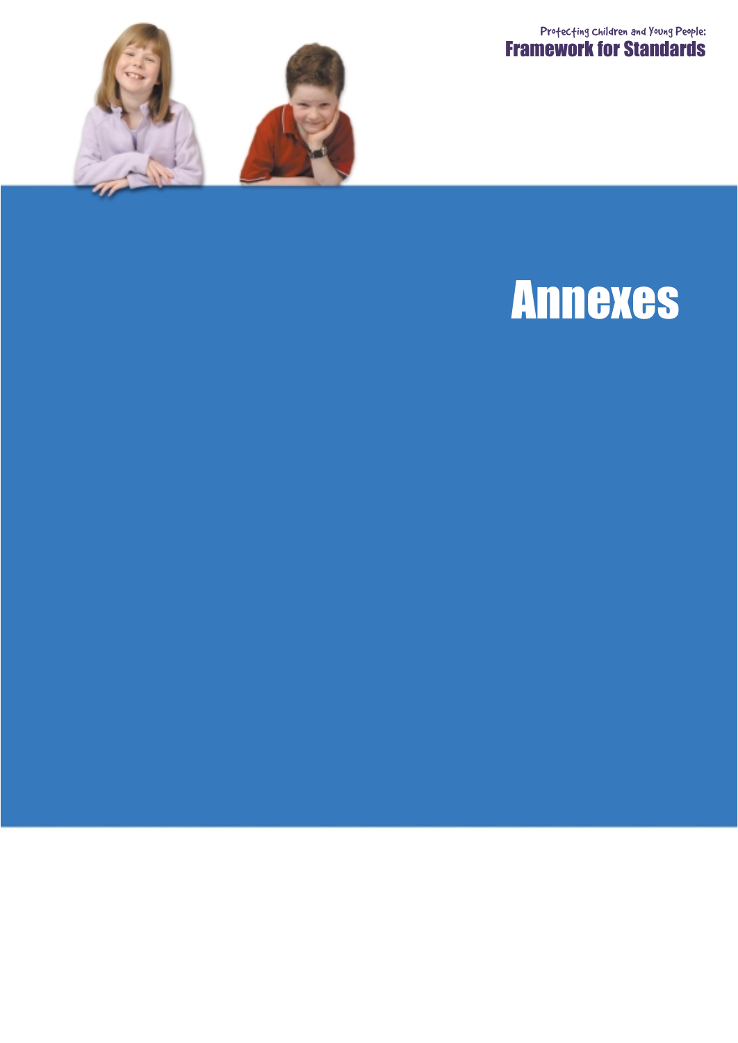# Annexes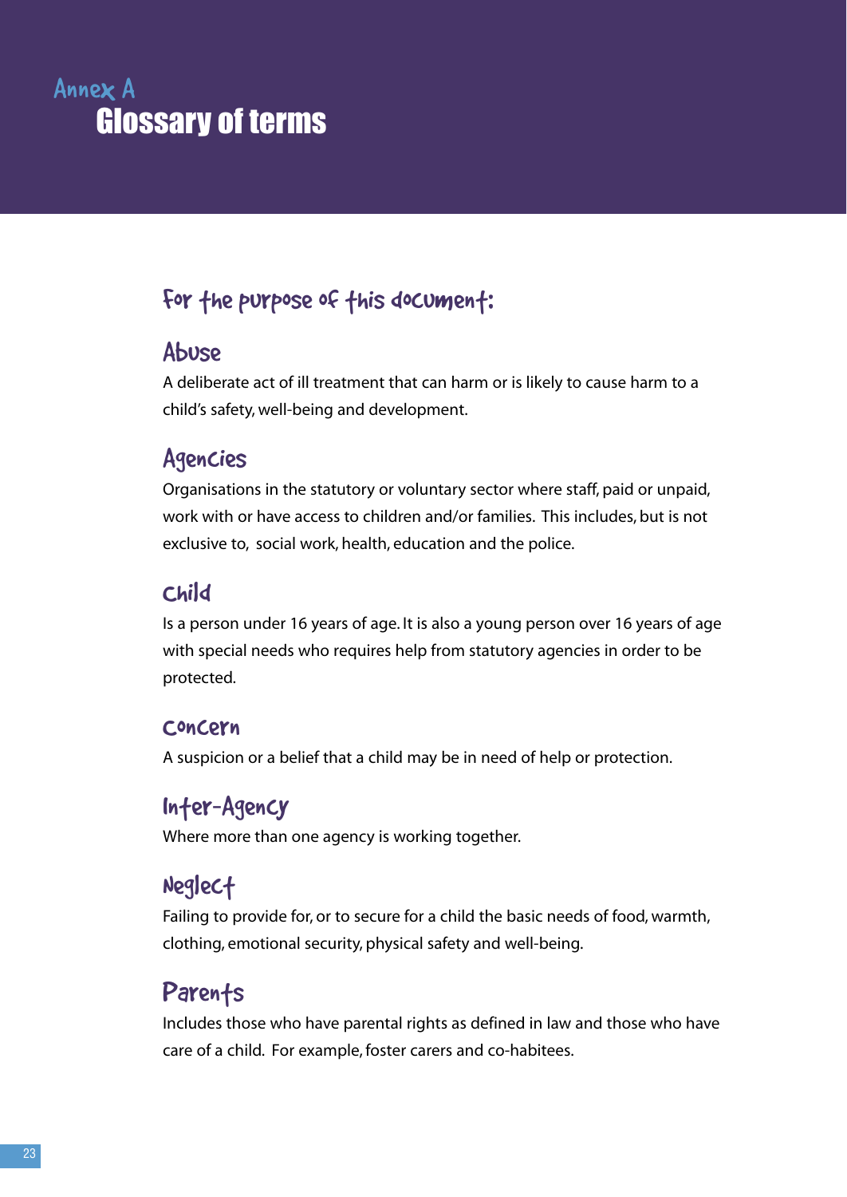# Annex A
# Glossary of terms

## For the purpose of this document:

### Abuse

A deliberate act of ill treatment that can harm or is likely to cause harm to a child's safety, well-being and development.

### Agencies

Organisations in the statutory or voluntary sector where staff, paid or unpaid, work with or have access to children and/or families. This includes, but is not exclusive to, social work, health, education and the police.

### Child

Is a person under 16 years of age. It is also a young person over 16 years of age with special needs who requires help from statutory agencies in order to be protected.

### Concern

A suspicion or a belief that a child may be in need of help or protection.

### Inter-Agency

Where more than one agency is working together.

### Neglect

Failing to provide for, or to secure for a child the basic needs of food, warmth, clothing, emotional security, physical safety and well-being.

### Parents

Includes those who have parental rights as defined in law and those who have care of a child. For example, foster carers and co-habitees.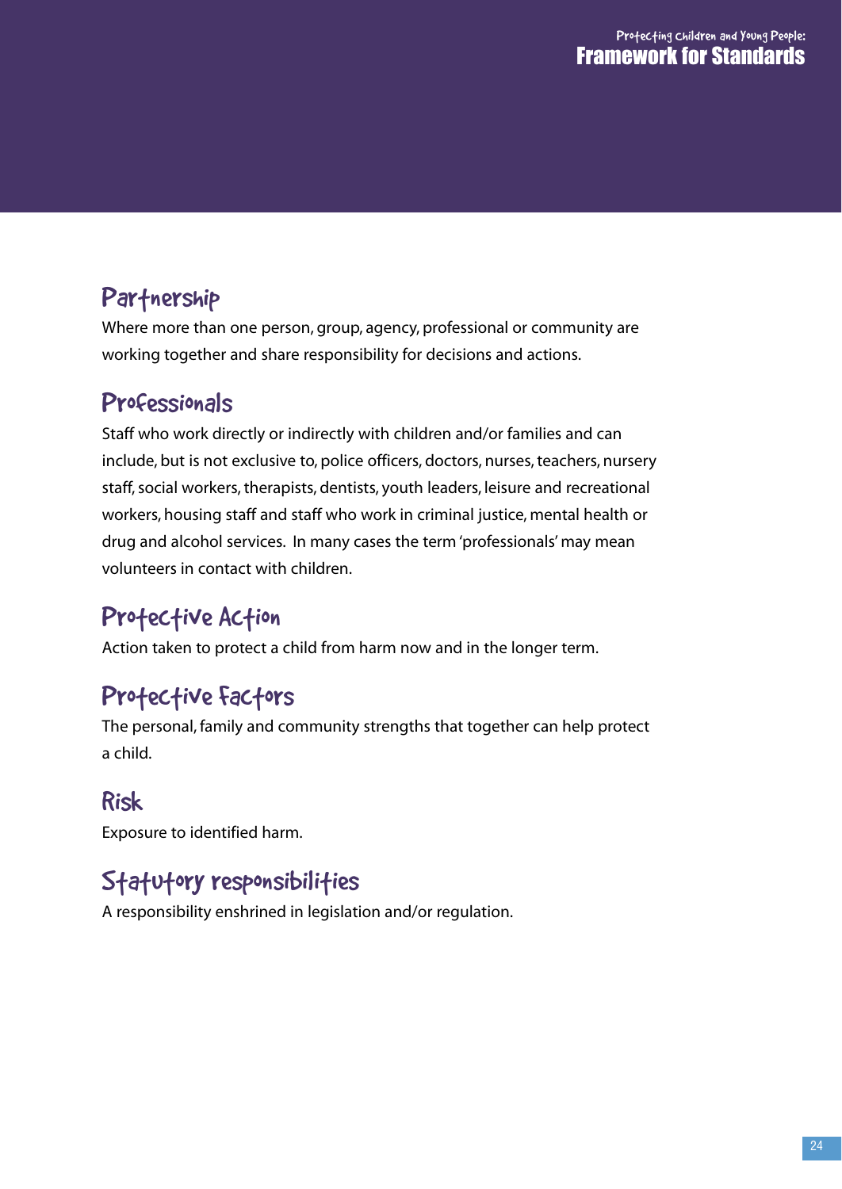## Partnership

Where more than one person, group, agency, professional or community are working together and share responsibility for decisions and actions.

## Professionals

Staff who work directly or indirectly with children and/or families and can include, but is not exclusive to, police officers, doctors, nurses, teachers, nursery staff, social workers, therapists, dentists, youth leaders, leisure and recreational workers, housing staff and staff who work in criminal justice, mental health or drug and alcohol services. In many cases the term 'professionals' may mean volunteers in contact with children.

## Protective Action

Action taken to protect a child from harm now and in the longer term.

## Protective Factors

The personal, family and community strengths that together can help protect a child.

## Risk

Exposure to identified harm.

## Statutory responsibilities

A responsibility enshrined in legislation and/or regulation.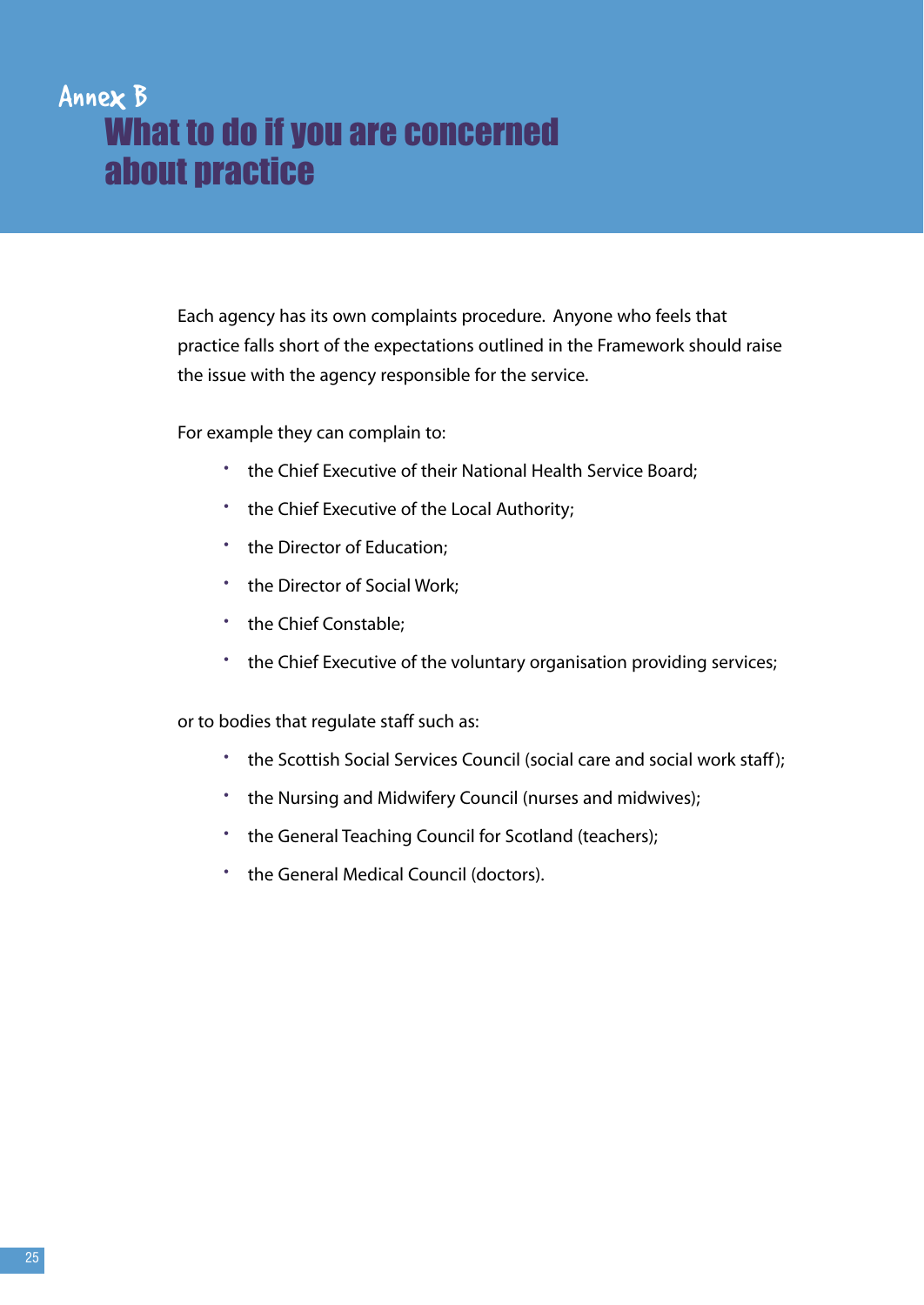# Annex B
# What to do if you are concerned about practice

Each agency has its own complaints procedure. Anyone who feels that practice falls short of the expectations outlined in the Framework should raise the issue with the agency responsible for the service.

For example they can complain to:

- the Chief Executive of their National Health Service Board;
- the Chief Executive of the Local Authority;
- the Director of Education;
- the Director of Social Work;
- the Chief Constable;
- the Chief Executive of the voluntary organisation providing services;

or to bodies that regulate staff such as:

- the Scottish Social Services Council (social care and social work staff);
- the Nursing and Midwifery Council (nurses and midwives);
- the General Teaching Council for Scotland (teachers);
- the General Medical Council (doctors).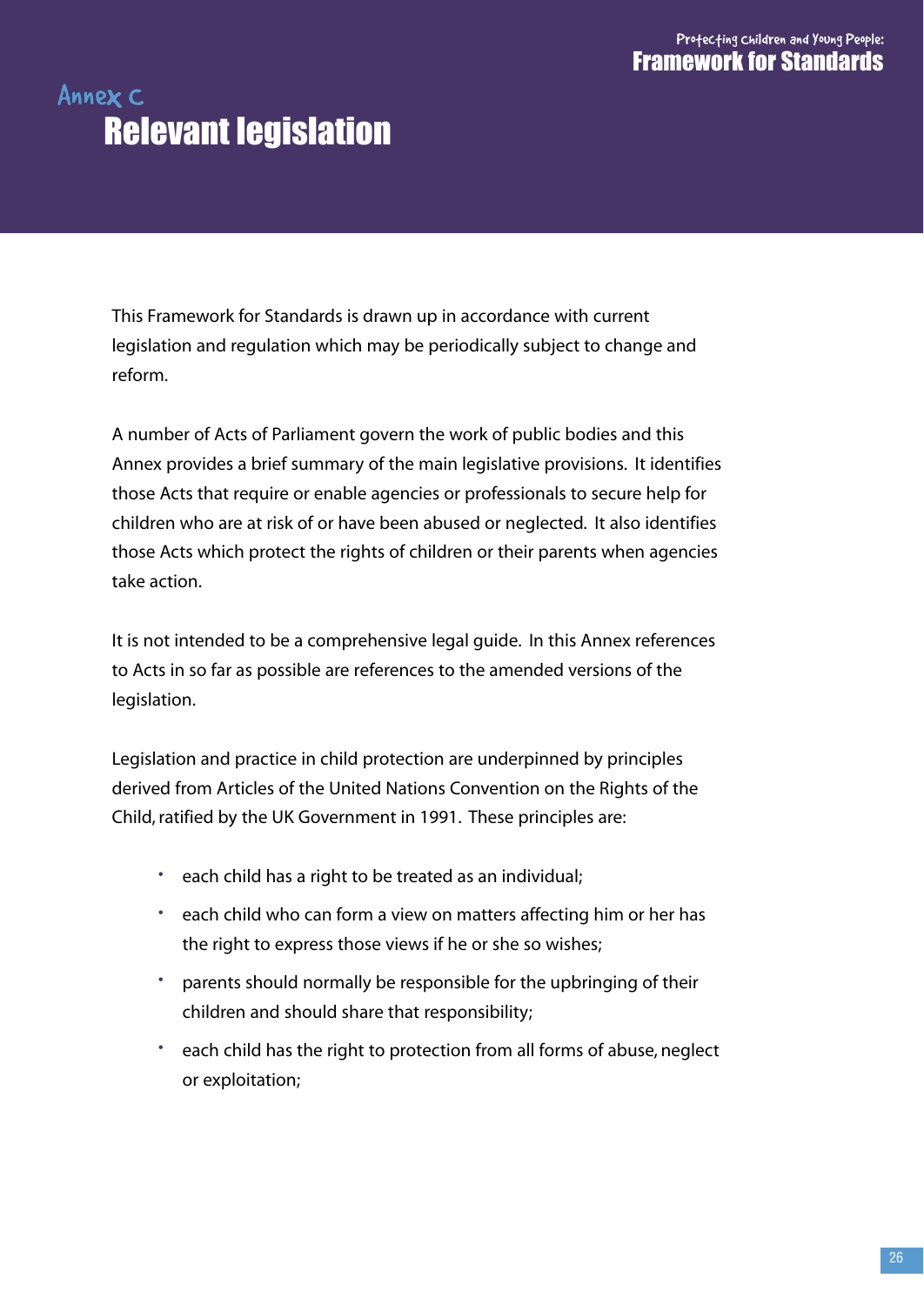## Annex C
# Relevant legislation

This Framework for Standards is drawn up in accordance with current legislation and regulation which may be periodically subject to change and reform.

A number of Acts of Parliament govern the work of public bodies and this Annex provides a brief summary of the main legislative provisions. It identifies those Acts that require or enable agencies or professionals to secure help for children who are at risk of or have been abused or neglected. It also identifies those Acts which protect the rights of children or their parents when agencies take action.

It is not intended to be a comprehensive legal guide. In this Annex references to Acts in so far as possible are references to the amended versions of the legislation.

Legislation and practice in child protection are underpinned by principles derived from Articles of the United Nations Convention on the Rights of the Child, ratified by the UK Government in 1991. These principles are:

- each child has a right to be treated as an individual;
- each child who can form a view on matters affecting him or her has the right to express those views if he or she so wishes;
- parents should normally be responsible for the upbringing of their children and should share that responsibility;
- each child has the right to protection from all forms of abuse, neglect or exploitation;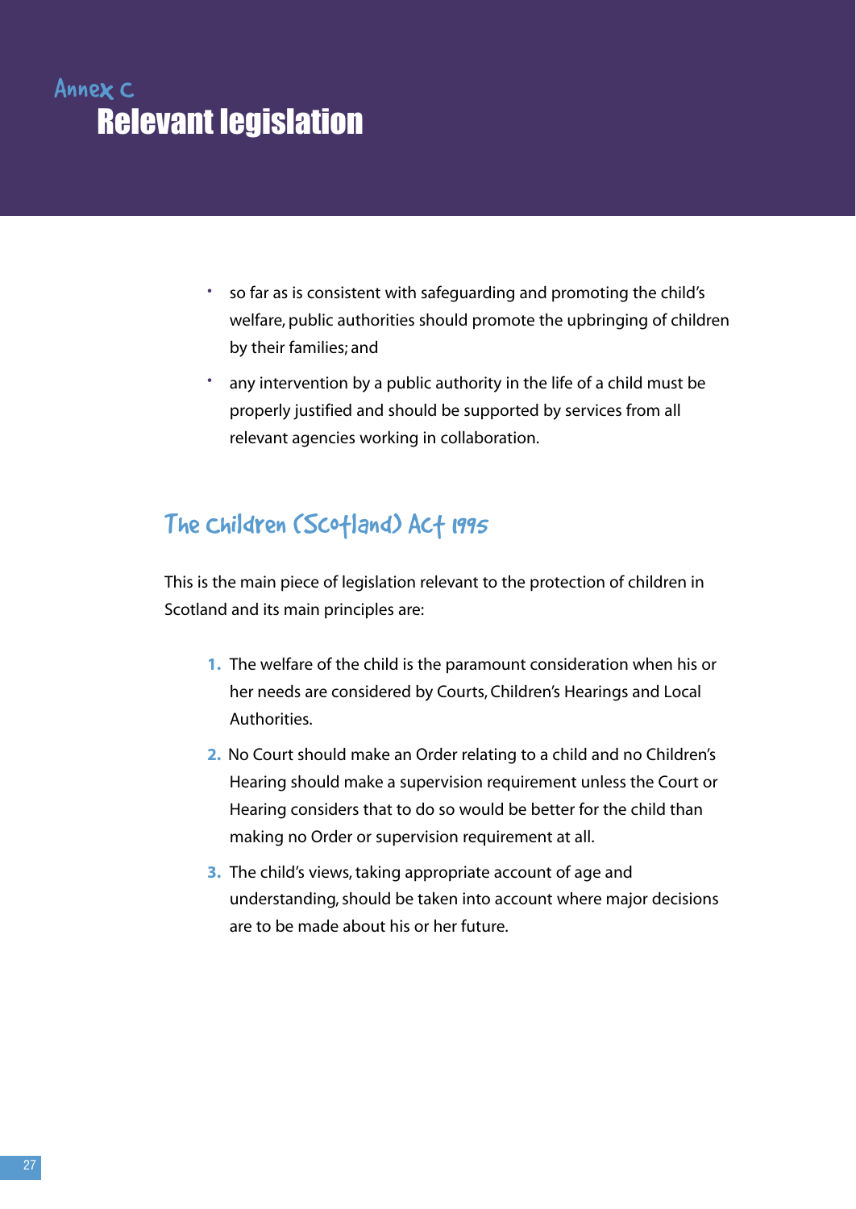# Annex C
# Relevant legislation

- so far as is consistent with safeguarding and promoting the child's welfare, public authorities should promote the upbringing of children by their families; and
- any intervention by a public authority in the life of a child must be properly justified and should be supported by services from all relevant agencies working in collaboration.

## The Children (Scotland) Act 1995

This is the main piece of legislation relevant to the protection of children in Scotland and its main principles are:

1. The welfare of the child is the paramount consideration when his or her needs are considered by Courts, Children's Hearings and Local Authorities.
2. No Court should make an Order relating to a child and no Children's Hearing should make a supervision requirement unless the Court or Hearing considers that to do so would be better for the child than making no Order or supervision requirement at all.
3. The child's views, taking appropriate account of age and understanding, should be taken into account where major decisions are to be made about his or her future.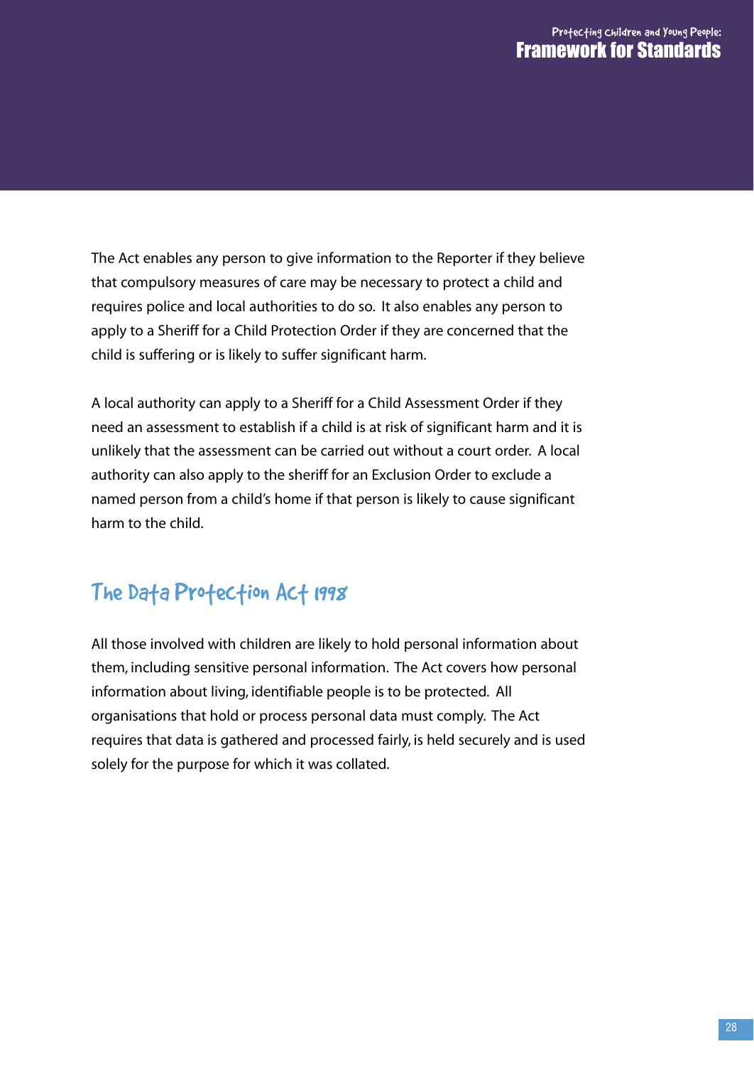The Act enables any person to give information to the Reporter if they believe that compulsory measures of care may be necessary to protect a child and requires police and local authorities to do so. It also enables any person to apply to a Sheriff for a Child Protection Order if they are concerned that the child is suffering or is likely to suffer significant harm.

A local authority can apply to a Sheriff for a Child Assessment Order if they need an assessment to establish if a child is at risk of significant harm and it is unlikely that the assessment can be carried out without a court order. A local authority can also apply to the sheriff for an Exclusion Order to exclude a named person from a child's home if that person is likely to cause significant harm to the child.

## The Data Protection Act 1998

All those involved with children are likely to hold personal information about them, including sensitive personal information. The Act covers how personal information about living, identifiable people is to be protected. All organisations that hold or process personal data must comply. The Act requires that data is gathered and processed fairly, is held securely and is used solely for the purpose for which it was collated.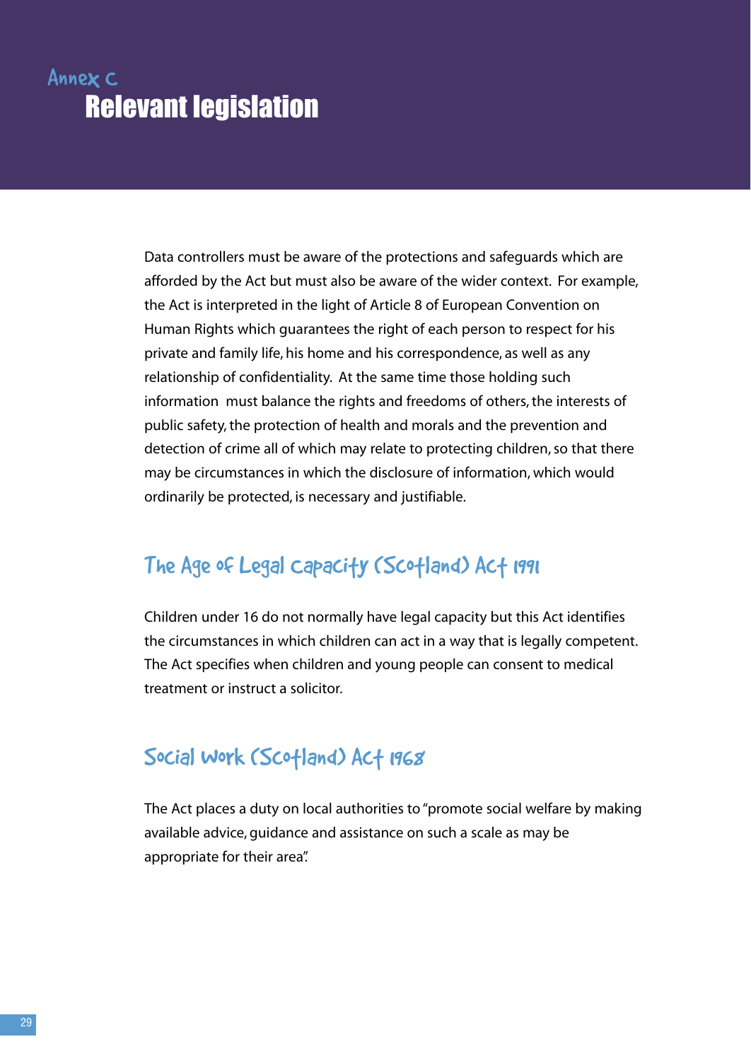## Annex C

# Relevant legislation

Data controllers must be aware of the protections and safeguards which are afforded by the Act but must also be aware of the wider context. For example, the Act is interpreted in the light of Article 8 of European Convention on Human Rights which guarantees the right of each person to respect for his private and family life, his home and his correspondence, as well as any relationship of confidentiality. At the same time those holding such information must balance the rights and freedoms of others, the interests of public safety, the protection of health and morals and the prevention and detection of crime all of which may relate to protecting children, so that there may be circumstances in which the disclosure of information, which would ordinarily be protected, is necessary and justifiable.

## The Age of Legal Capacity (Scotland) Act 1991

Children under 16 do not normally have legal capacity but this Act identifies the circumstances in which children can act in a way that is legally competent. The Act specifies when children and young people can consent to medical treatment or instruct a solicitor.

## Social Work (Scotland) Act 1968

The Act places a duty on local authorities to "promote social welfare by making available advice, guidance and assistance on such a scale as may be appropriate for their area".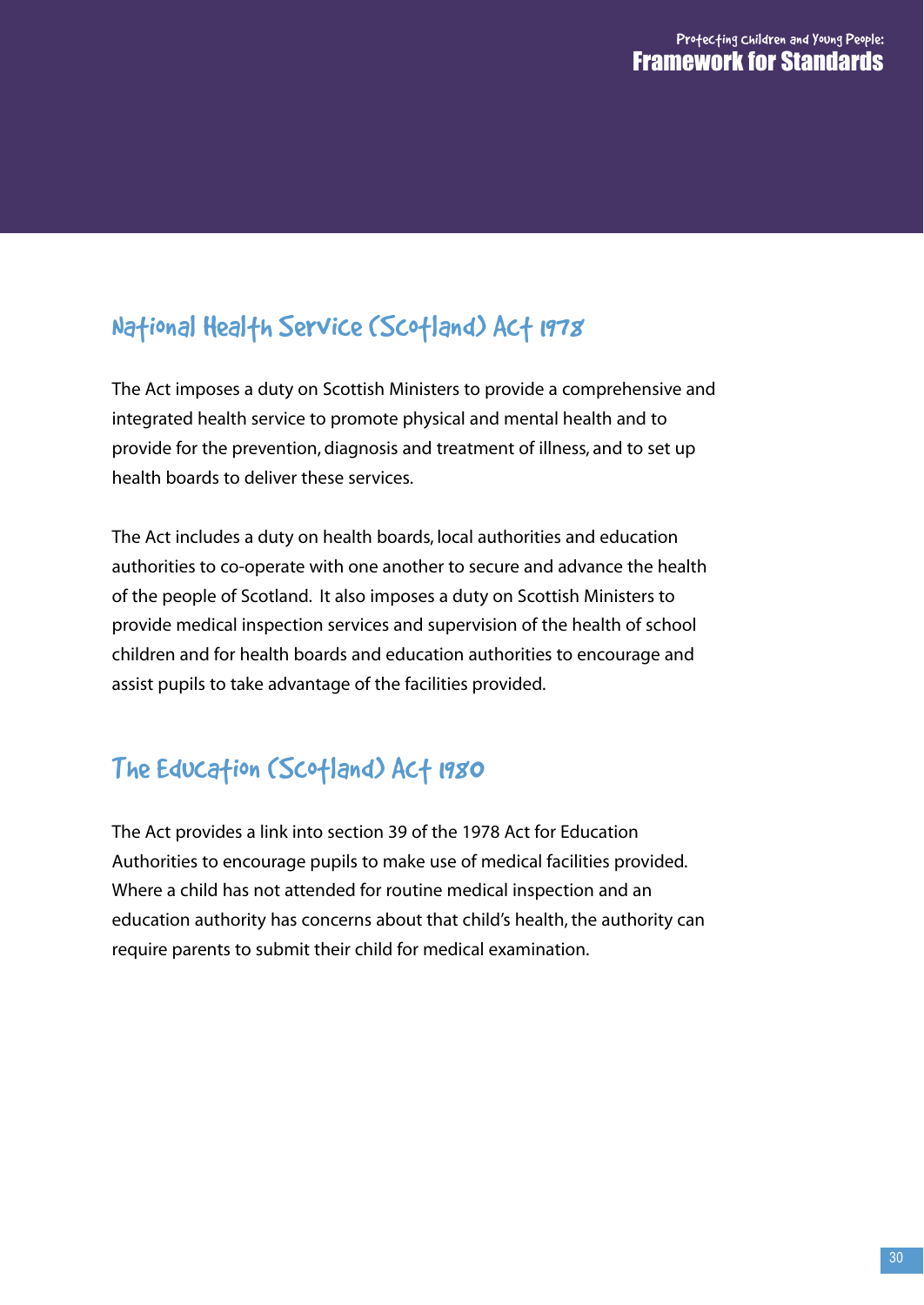## National Health Service (Scotland) Act 1978

The Act imposes a duty on Scottish Ministers to provide a comprehensive and integrated health service to promote physical and mental health and to provide for the prevention, diagnosis and treatment of illness, and to set up health boards to deliver these services.

The Act includes a duty on health boards, local authorities and education authorities to co-operate with one another to secure and advance the health of the people of Scotland. It also imposes a duty on Scottish Ministers to provide medical inspection services and supervision of the health of school children and for health boards and education authorities to encourage and assist pupils to take advantage of the facilities provided.

## The Education (Scotland) Act 1980

The Act provides a link into section 39 of the 1978 Act for Education Authorities to encourage pupils to make use of medical facilities provided. Where a child has not attended for routine medical inspection and an education authority has concerns about that child's health, the authority can require parents to submit their child for medical examination.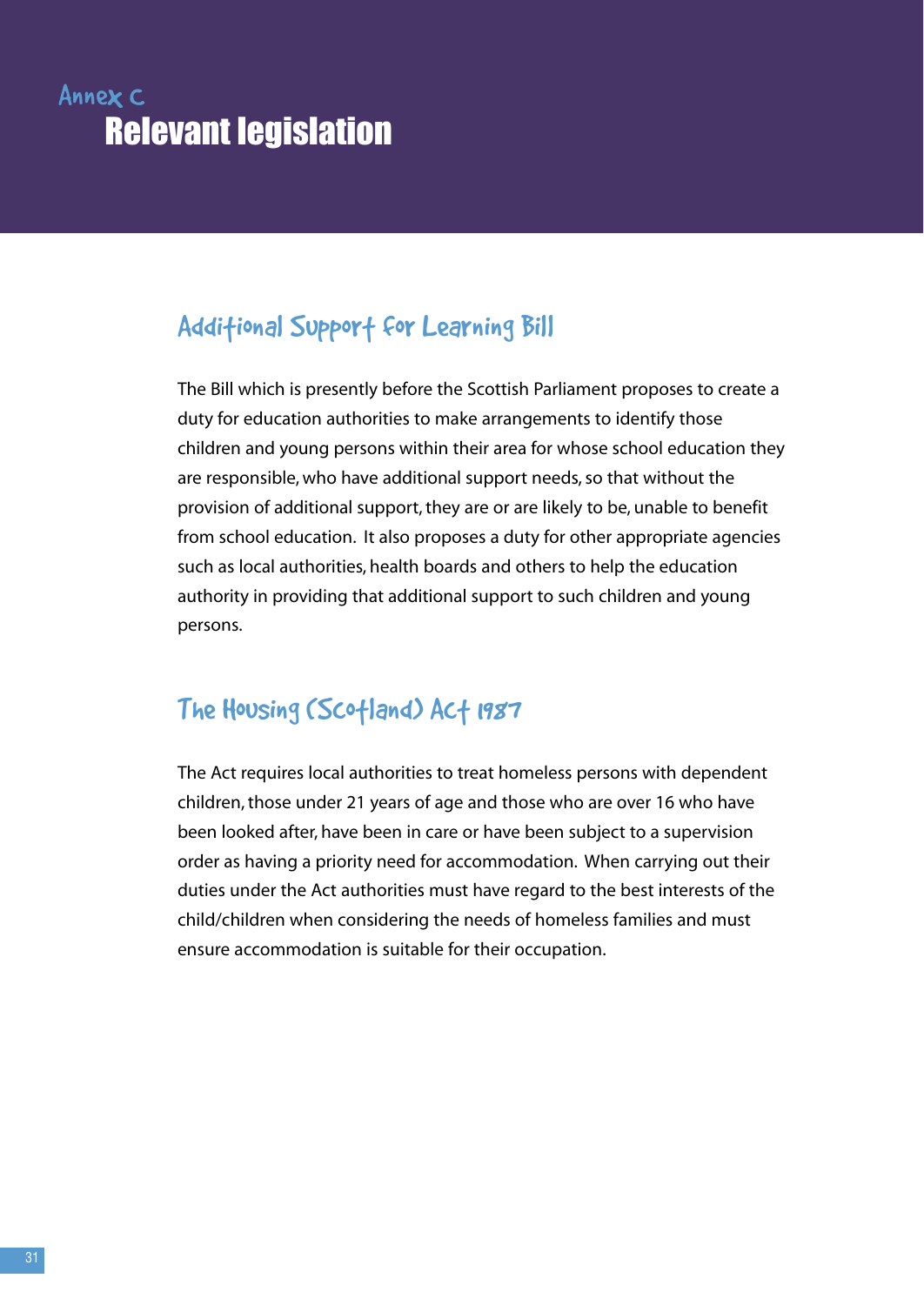# Annex C

# Relevant legislation

## Additional Support for Learning Bill

The Bill which is presently before the Scottish Parliament proposes to create a duty for education authorities to make arrangements to identify those children and young persons within their area for whose school education they are responsible, who have additional support needs, so that without the provision of additional support, they are or are likely to be, unable to benefit from school education. It also proposes a duty for other appropriate agencies such as local authorities, health boards and others to help the education authority in providing that additional support to such children and young persons.

## The Housing (Scotland) Act 1987

The Act requires local authorities to treat homeless persons with dependent children, those under 21 years of age and those who are over 16 who have been looked after, have been in care or have been subject to a supervision order as having a priority need for accommodation. When carrying out their duties under the Act authorities must have regard to the best interests of the child/children when considering the needs of homeless families and must ensure accommodation is suitable for their occupation.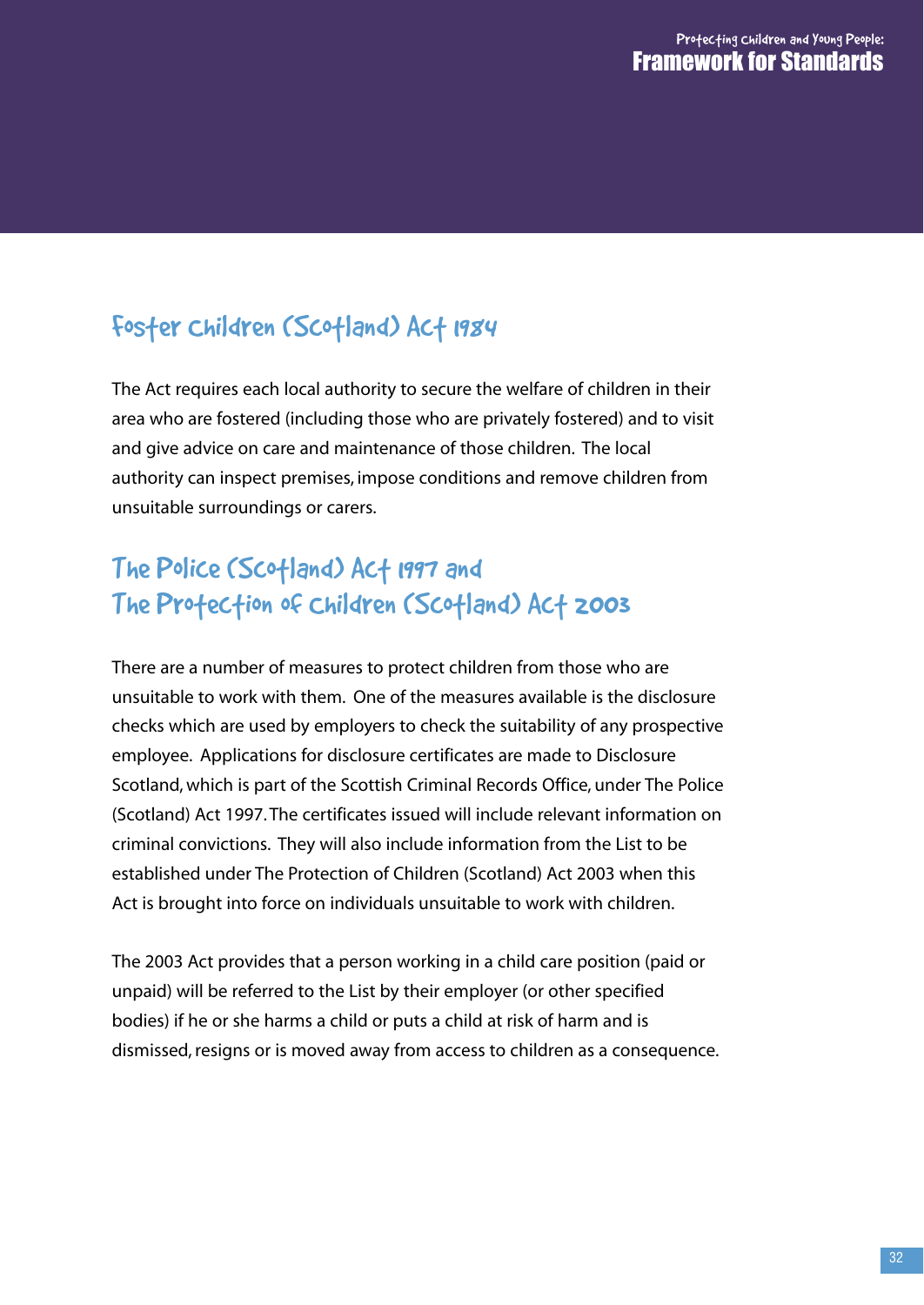## Foster Children (Scotland) Act 1984

The Act requires each local authority to secure the welfare of children in their area who are fostered (including those who are privately fostered) and to visit and give advice on care and maintenance of those children. The local authority can inspect premises, impose conditions and remove children from unsuitable surroundings or carers.

## The Police (Scotland) Act 1997 and The Protection of Children (Scotland) Act 2003

There are a number of measures to protect children from those who are unsuitable to work with them. One of the measures available is the disclosure checks which are used by employers to check the suitability of any prospective employee. Applications for disclosure certificates are made to Disclosure Scotland, which is part of the Scottish Criminal Records Office, under The Police (Scotland) Act 1997. The certificates issued will include relevant information on criminal convictions. They will also include information from the List to be established under The Protection of Children (Scotland) Act 2003 when this Act is brought into force on individuals unsuitable to work with children.

The 2003 Act provides that a person working in a child care position (paid or unpaid) will be referred to the List by their employer (or other specified bodies) if he or she harms a child or puts a child at risk of harm and is dismissed, resigns or is moved away from access to children as a consequence.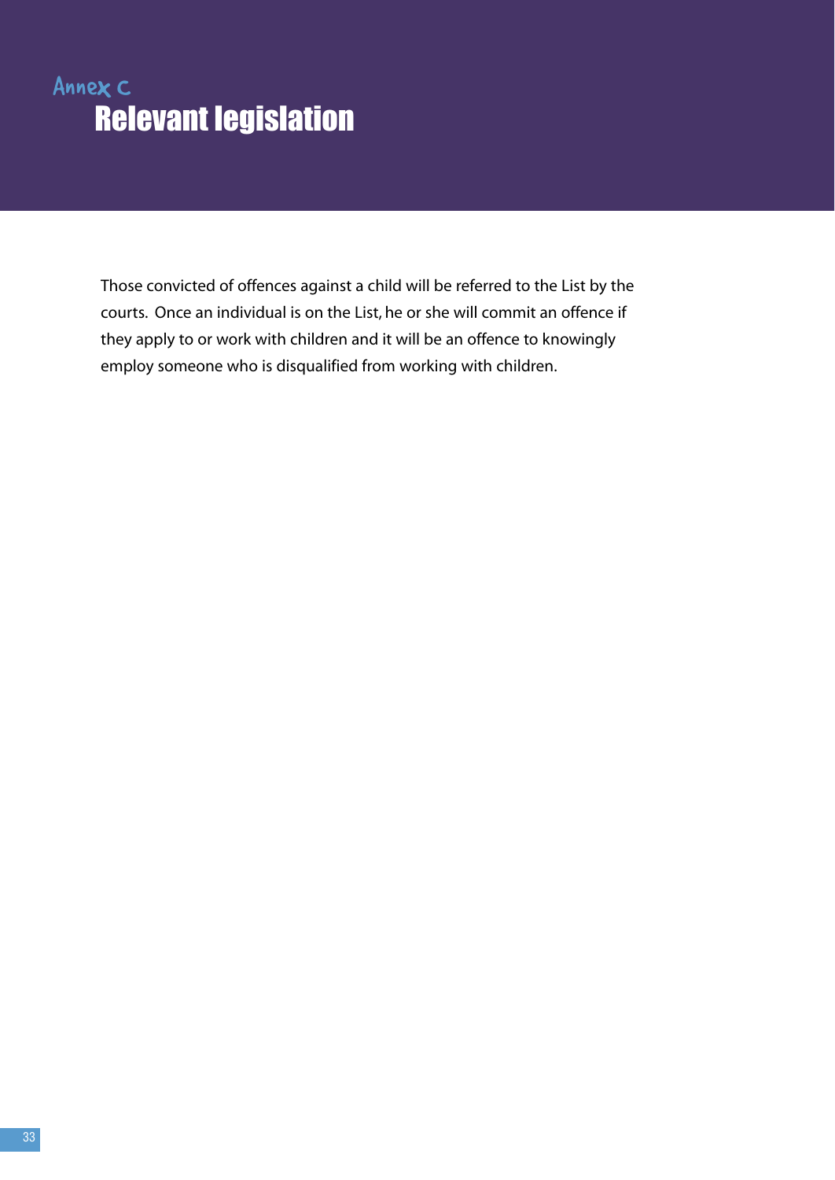# Annex C
## Relevant legislation

Those convicted of offences against a child will be referred to the List by the courts. Once an individual is on the List, he or she will commit an offence if they apply to or work with children and it will be an offence to knowingly employ someone who is disqualified from working with children.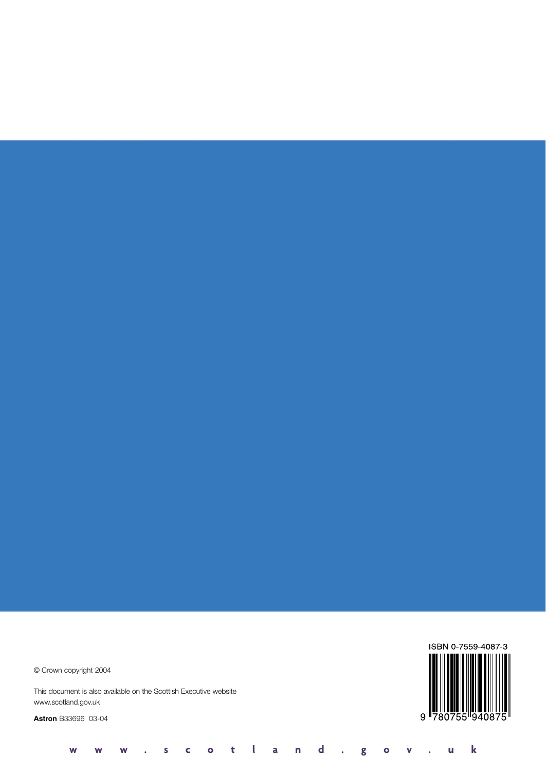© Crown copyright 2004

This document is also available on the Scottish Executive website www.scotland.gov.uk

**Astron** B33696 03-04

ISBN 0-7559-4087-3

9 780755 940875

w w w . s c o t l a n d . g o v . u k